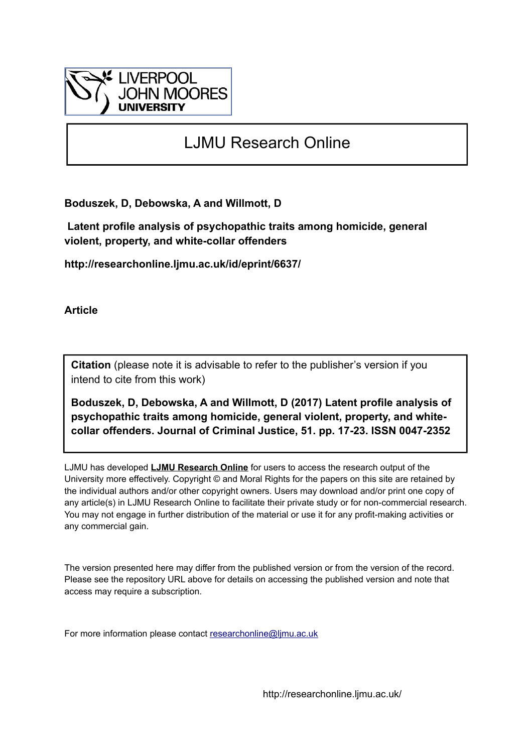LIVERPOOL JOHN MOORES UNIVERSITY

# LJMU Research Online

**Boduszek, D, Debowska, A and Willmott, D**

**Latent profile analysis of psychopathic traits among homicide, general violent, property, and white-collar offenders**

**http://researchonline.ljmu.ac.uk/id/eprint/6637/**

**Article**

**Citation** (please note it is advisable to refer to the publisher's version if you intend to cite from this work)

**Boduszek, D, Debowska, A and Willmott, D (2017) Latent profile analysis of psychopathic traits among homicide, general violent, property, and white-collar offenders. Journal of Criminal Justice, 51. pp. 17-23. ISSN 0047-2352**

LJMU has developed **LJMU Research Online** for users to access the research output of the University more effectively. Copyright © and Moral Rights for the papers on this site are retained by the individual authors and/or other copyright owners. Users may download and/or print one copy of any article(s) in LJMU Research Online to facilitate their private study or for non-commercial research. You may not engage in further distribution of the material or use it for any profit-making activities or any commercial gain.

The version presented here may differ from the published version or from the version of the record. Please see the repository URL above for details on accessing the published version and note that access may require a subscription.

For more information please contact researchonline@ljmu.ac.uk

http://researchonline.ljmu.ac.uk/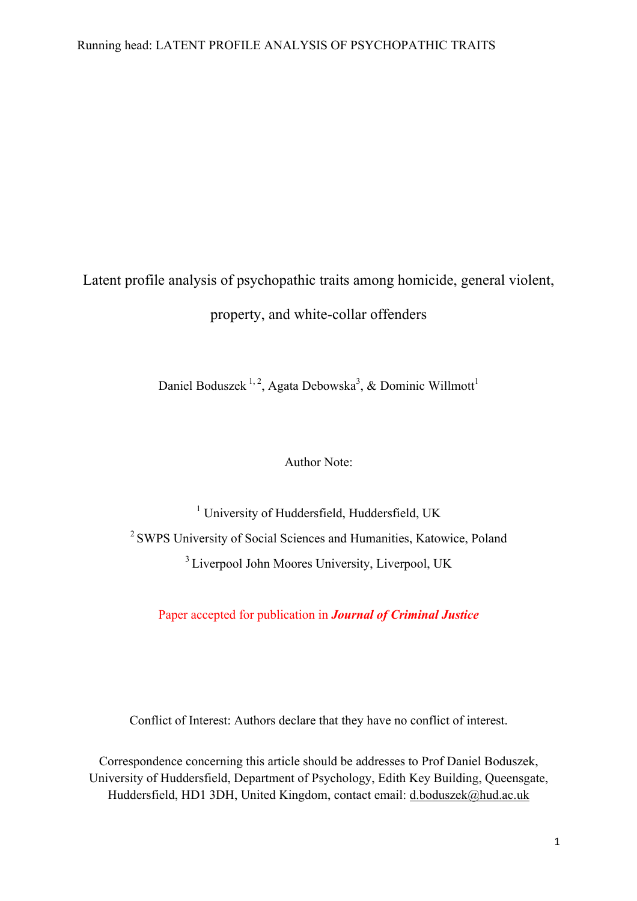# Latent profile analysis of psychopathic traits among homicide, general violent, property, and white-collar offenders

Daniel Boduszek [1, 2], Agata Debowska[3], & Dominic Willmott[1]

Author Note:

[1] University of Huddersfield, Huddersfield, UK

[2] SWPS University of Social Sciences and Humanities, Katowice, Poland

[3] Liverpool John Moores University, Liverpool, UK

Paper accepted for publication in ***Journal of Criminal Justice***

Conflict of Interest: Authors declare that they have no conflict of interest.

Correspondence concerning this article should be addresses to Prof Daniel Boduszek, University of Huddersfield, Department of Psychology, Edith Key Building, Queensgate, Huddersfield, HD1 3DH, United Kingdom, contact email: d.boduszek@hud.ac.uk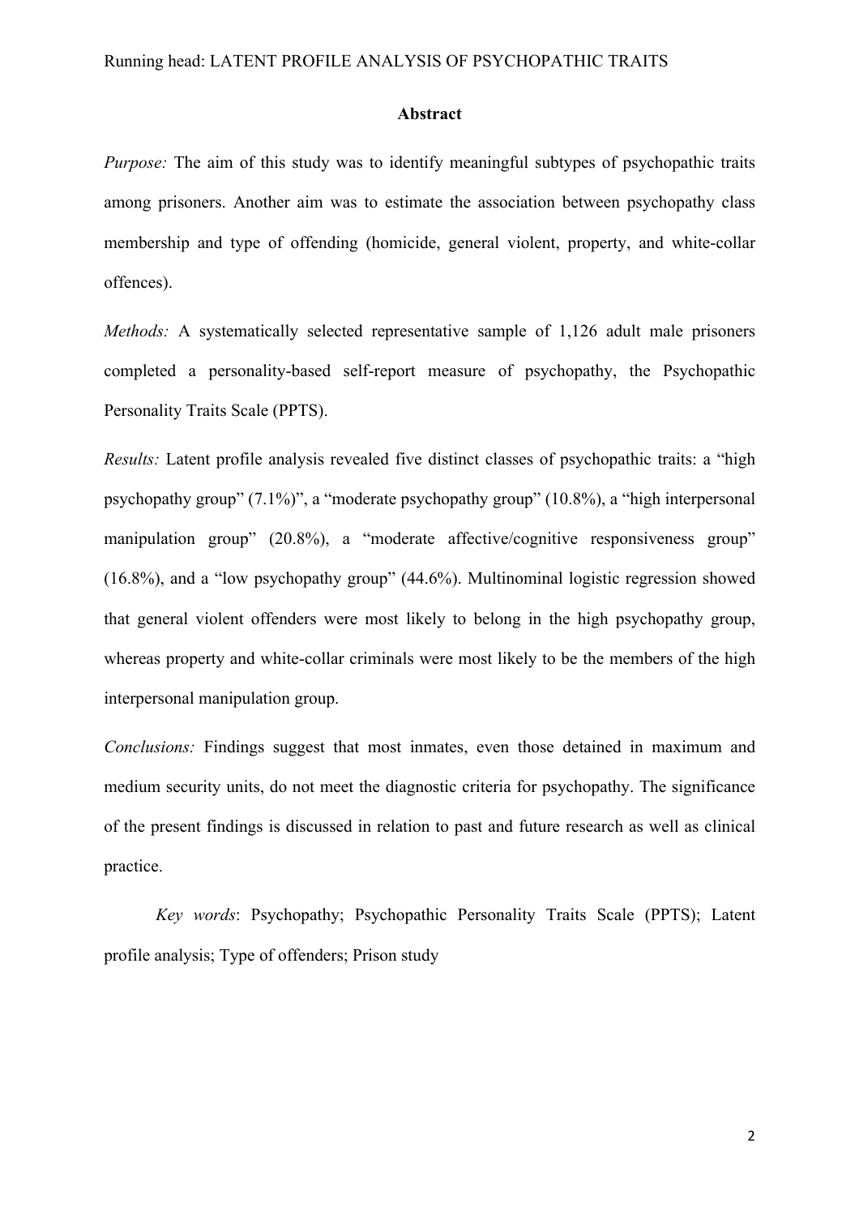## Abstract

*Purpose:* The aim of this study was to identify meaningful subtypes of psychopathic traits among prisoners. Another aim was to estimate the association between psychopathy class membership and type of offending (homicide, general violent, property, and white-collar offences).

*Methods:* A systematically selected representative sample of 1,126 adult male prisoners completed a personality-based self-report measure of psychopathy, the Psychopathic Personality Traits Scale (PPTS).

*Results:* Latent profile analysis revealed five distinct classes of psychopathic traits: a "high psychopathy group" (7.1%)", a "moderate psychopathy group" (10.8%), a "high interpersonal manipulation group" (20.8%), a "moderate affective/cognitive responsiveness group" (16.8%), and a "low psychopathy group" (44.6%). Multinominal logistic regression showed that general violent offenders were most likely to belong in the high psychopathy group, whereas property and white-collar criminals were most likely to be the members of the high interpersonal manipulation group.

*Conclusions:* Findings suggest that most inmates, even those detained in maximum and medium security units, do not meet the diagnostic criteria for psychopathy. The significance of the present findings is discussed in relation to past and future research as well as clinical practice.

*Key words*: Psychopathy; Psychopathic Personality Traits Scale (PPTS); Latent profile analysis; Type of offenders; Prison study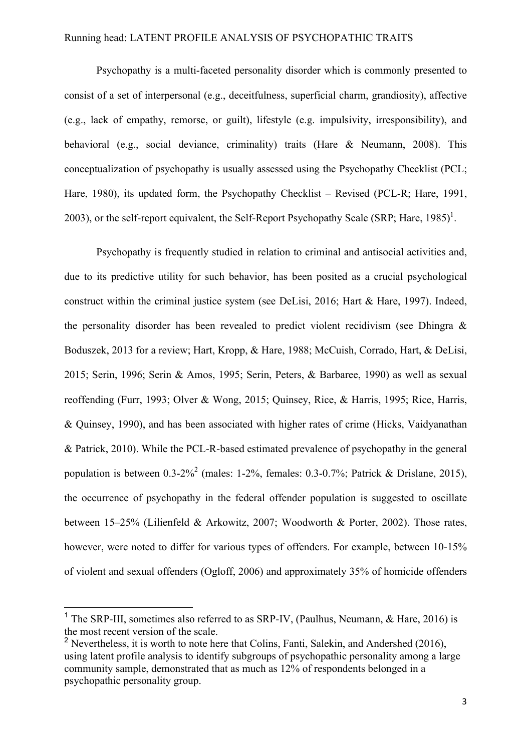Psychopathy is a multi-faceted personality disorder which is commonly presented to consist of a set of interpersonal (e.g., deceitfulness, superficial charm, grandiosity), affective (e.g., lack of empathy, remorse, or guilt), lifestyle (e.g. impulsivity, irresponsibility), and behavioral (e.g., social deviance, criminality) traits (Hare & Neumann, 2008). This conceptualization of psychopathy is usually assessed using the Psychopathy Checklist (PCL; Hare, 1980), its updated form, the Psychopathy Checklist – Revised (PCL-R; Hare, 1991, 2003), or the self-report equivalent, the Self-Report Psychopathy Scale (SRP; Hare, 1985)[1].

Psychopathy is frequently studied in relation to criminal and antisocial activities and, due to its predictive utility for such behavior, has been posited as a crucial psychological construct within the criminal justice system (see DeLisi, 2016; Hart & Hare, 1997). Indeed, the personality disorder has been revealed to predict violent recidivism (see Dhingra & Boduszek, 2013 for a review; Hart, Kropp, & Hare, 1988; McCuish, Corrado, Hart, & DeLisi, 2015; Serin, 1996; Serin & Amos, 1995; Serin, Peters, & Barbaree, 1990) as well as sexual reoffending (Furr, 1993; Olver & Wong, 2015; Quinsey, Rice, & Harris, 1995; Rice, Harris, & Quinsey, 1990), and has been associated with higher rates of crime (Hicks, Vaidyanathan & Patrick, 2010). While the PCL-R-based estimated prevalence of psychopathy in the general population is between 0.3-2%[2] (males: 1-2%, females: 0.3-0.7%; Patrick & Drislane, 2015), the occurrence of psychopathy in the federal offender population is suggested to oscillate between 15–25% (Lilienfeld & Arkowitz, 2007; Woodworth & Porter, 2002). Those rates, however, were noted to differ for various types of offenders. For example, between 10-15% of violent and sexual offenders (Ogloff, 2006) and approximately 35% of homicide offenders

[1] The SRP-III, sometimes also referred to as SRP-IV, (Paulhus, Neumann, & Hare, 2016) is the most recent version of the scale.

[2] Nevertheless, it is worth to note here that Colins, Fanti, Salekin, and Andershed (2016), using latent profile analysis to identify subgroups of psychopathic personality among a large community sample, demonstrated that as much as 12% of respondents belonged in a psychopathic personality group.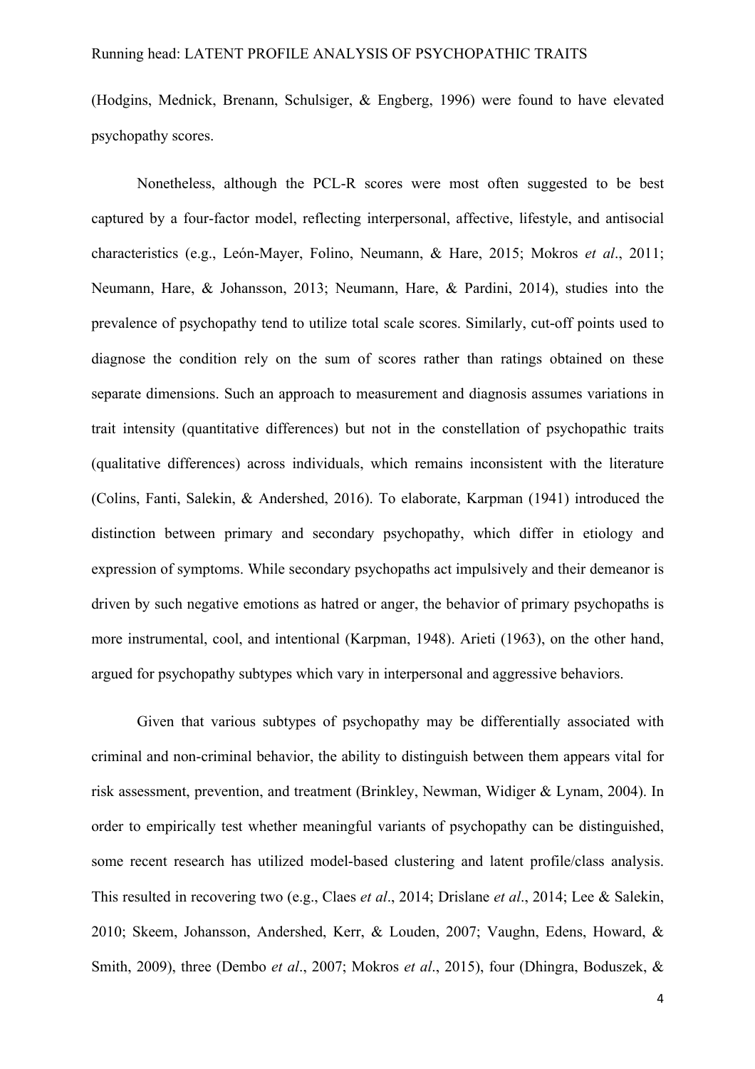(Hodgins, Mednick, Brenann, Schulsiger, & Engberg, 1996) were found to have elevated psychopathy scores.

Nonetheless, although the PCL-R scores were most often suggested to be best captured by a four-factor model, reflecting interpersonal, affective, lifestyle, and antisocial characteristics (e.g., León-Mayer, Folino, Neumann, & Hare, 2015; Mokros *et al*., 2011; Neumann, Hare, & Johansson, 2013; Neumann, Hare, & Pardini, 2014), studies into the prevalence of psychopathy tend to utilize total scale scores. Similarly, cut-off points used to diagnose the condition rely on the sum of scores rather than ratings obtained on these separate dimensions. Such an approach to measurement and diagnosis assumes variations in trait intensity (quantitative differences) but not in the constellation of psychopathic traits (qualitative differences) across individuals, which remains inconsistent with the literature (Colins, Fanti, Salekin, & Andershed, 2016). To elaborate, Karpman (1941) introduced the distinction between primary and secondary psychopathy, which differ in etiology and expression of symptoms. While secondary psychopaths act impulsively and their demeanor is driven by such negative emotions as hatred or anger, the behavior of primary psychopaths is more instrumental, cool, and intentional (Karpman, 1948). Arieti (1963), on the other hand, argued for psychopathy subtypes which vary in interpersonal and aggressive behaviors.

Given that various subtypes of psychopathy may be differentially associated with criminal and non-criminal behavior, the ability to distinguish between them appears vital for risk assessment, prevention, and treatment (Brinkley, Newman, Widiger & Lynam, 2004). In order to empirically test whether meaningful variants of psychopathy can be distinguished, some recent research has utilized model-based clustering and latent profile/class analysis. This resulted in recovering two (e.g., Claes *et al*., 2014; Drislane *et al*., 2014; Lee & Salekin, 2010; Skeem, Johansson, Andershed, Kerr, & Louden, 2007; Vaughn, Edens, Howard, & Smith, 2009), three (Dembo *et al*., 2007; Mokros *et al*., 2015), four (Dhingra, Boduszek, &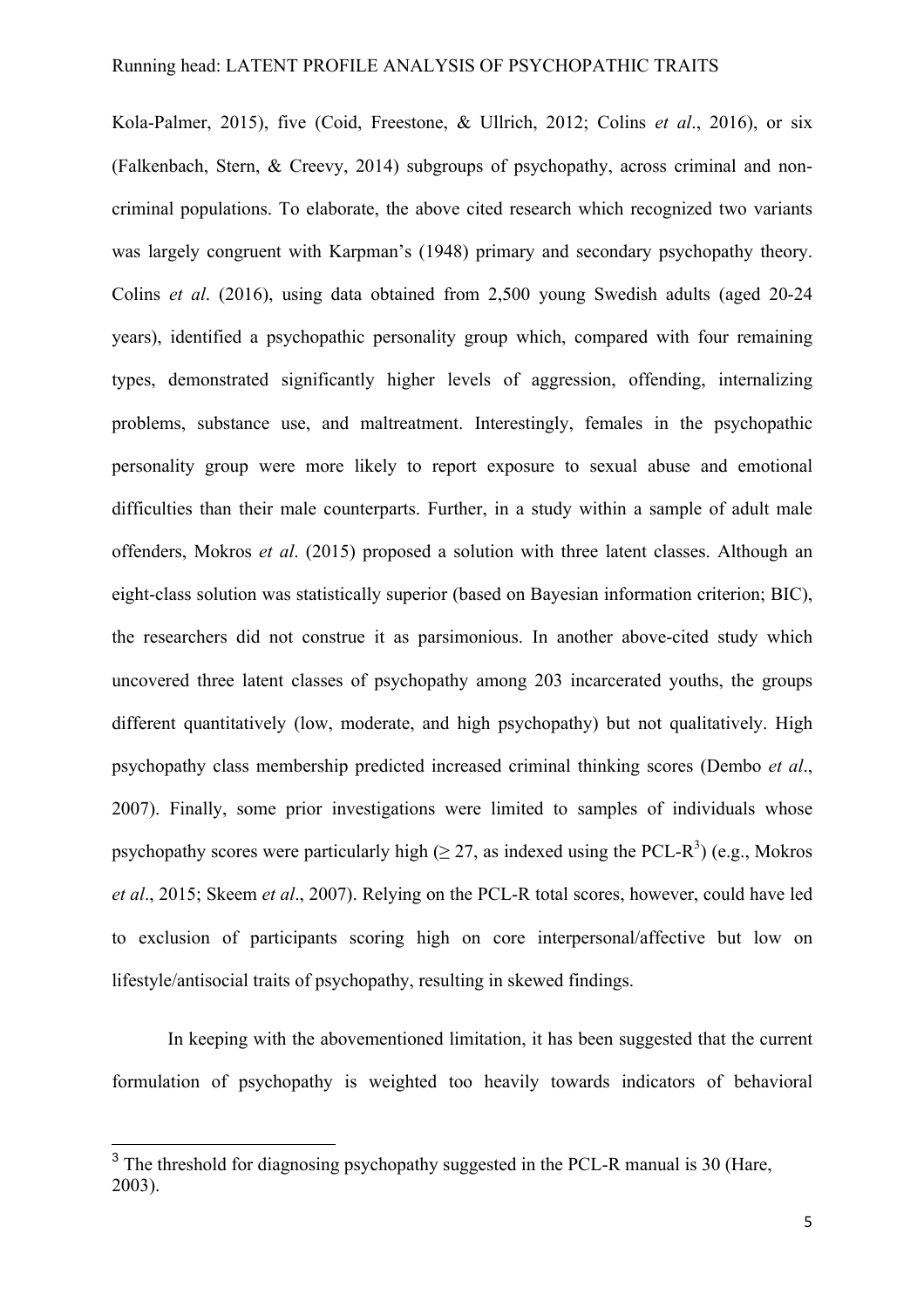Kola-Palmer, 2015), five (Coid, Freestone, & Ullrich, 2012; Colins *et al*., 2016), or six (Falkenbach, Stern, & Creevy, 2014) subgroups of psychopathy, across criminal and non-criminal populations. To elaborate, the above cited research which recognized two variants was largely congruent with Karpman's (1948) primary and secondary psychopathy theory. Colins *et al*. (2016), using data obtained from 2,500 young Swedish adults (aged 20-24 years), identified a psychopathic personality group which, compared with four remaining types, demonstrated significantly higher levels of aggression, offending, internalizing problems, substance use, and maltreatment. Interestingly, females in the psychopathic personality group were more likely to report exposure to sexual abuse and emotional difficulties than their male counterparts. Further, in a study within a sample of adult male offenders, Mokros *et al*. (2015) proposed a solution with three latent classes. Although an eight-class solution was statistically superior (based on Bayesian information criterion; BIC), the researchers did not construe it as parsimonious. In another above-cited study which uncovered three latent classes of psychopathy among 203 incarcerated youths, the groups different quantitatively (low, moderate, and high psychopathy) but not qualitatively. High psychopathy class membership predicted increased criminal thinking scores (Dembo *et al*., 2007). Finally, some prior investigations were limited to samples of individuals whose psychopathy scores were particularly high ($\geq 27$, as indexed using the PCL-R[3]) (e.g., Mokros *et al*., 2015; Skeem *et al*., 2007). Relying on the PCL-R total scores, however, could have led to exclusion of participants scoring high on core interpersonal/affective but low on lifestyle/antisocial traits of psychopathy, resulting in skewed findings.

In keeping with the abovementioned limitation, it has been suggested that the current formulation of psychopathy is weighted too heavily towards indicators of behavioral

[3] The threshold for diagnosing psychopathy suggested in the PCL-R manual is 30 (Hare, 2003).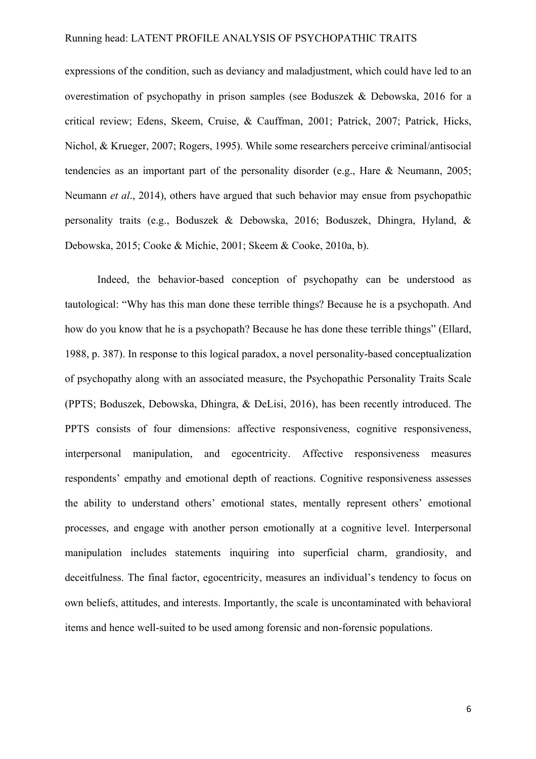expressions of the condition, such as deviancy and maladjustment, which could have led to an overestimation of psychopathy in prison samples (see Boduszek & Debowska, 2016 for a critical review; Edens, Skeem, Cruise, & Cauffman, 2001; Patrick, 2007; Patrick, Hicks, Nichol, & Krueger, 2007; Rogers, 1995). While some researchers perceive criminal/antisocial tendencies as an important part of the personality disorder (e.g., Hare & Neumann, 2005; Neumann *et al*., 2014), others have argued that such behavior may ensue from psychopathic personality traits (e.g., Boduszek & Debowska, 2016; Boduszek, Dhingra, Hyland, & Debowska, 2015; Cooke & Michie, 2001; Skeem & Cooke, 2010a, b).

Indeed, the behavior-based conception of psychopathy can be understood as tautological: "Why has this man done these terrible things? Because he is a psychopath. And how do you know that he is a psychopath? Because he has done these terrible things" (Ellard, 1988, p. 387). In response to this logical paradox, a novel personality-based conceptualization of psychopathy along with an associated measure, the Psychopathic Personality Traits Scale (PPTS; Boduszek, Debowska, Dhingra, & DeLisi, 2016), has been recently introduced. The PPTS consists of four dimensions: affective responsiveness, cognitive responsiveness, interpersonal manipulation, and egocentricity. Affective responsiveness measures respondents' empathy and emotional depth of reactions. Cognitive responsiveness assesses the ability to understand others' emotional states, mentally represent others' emotional processes, and engage with another person emotionally at a cognitive level. Interpersonal manipulation includes statements inquiring into superficial charm, grandiosity, and deceitfulness. The final factor, egocentricity, measures an individual's tendency to focus on own beliefs, attitudes, and interests. Importantly, the scale is uncontaminated with behavioral items and hence well-suited to be used among forensic and non-forensic populations.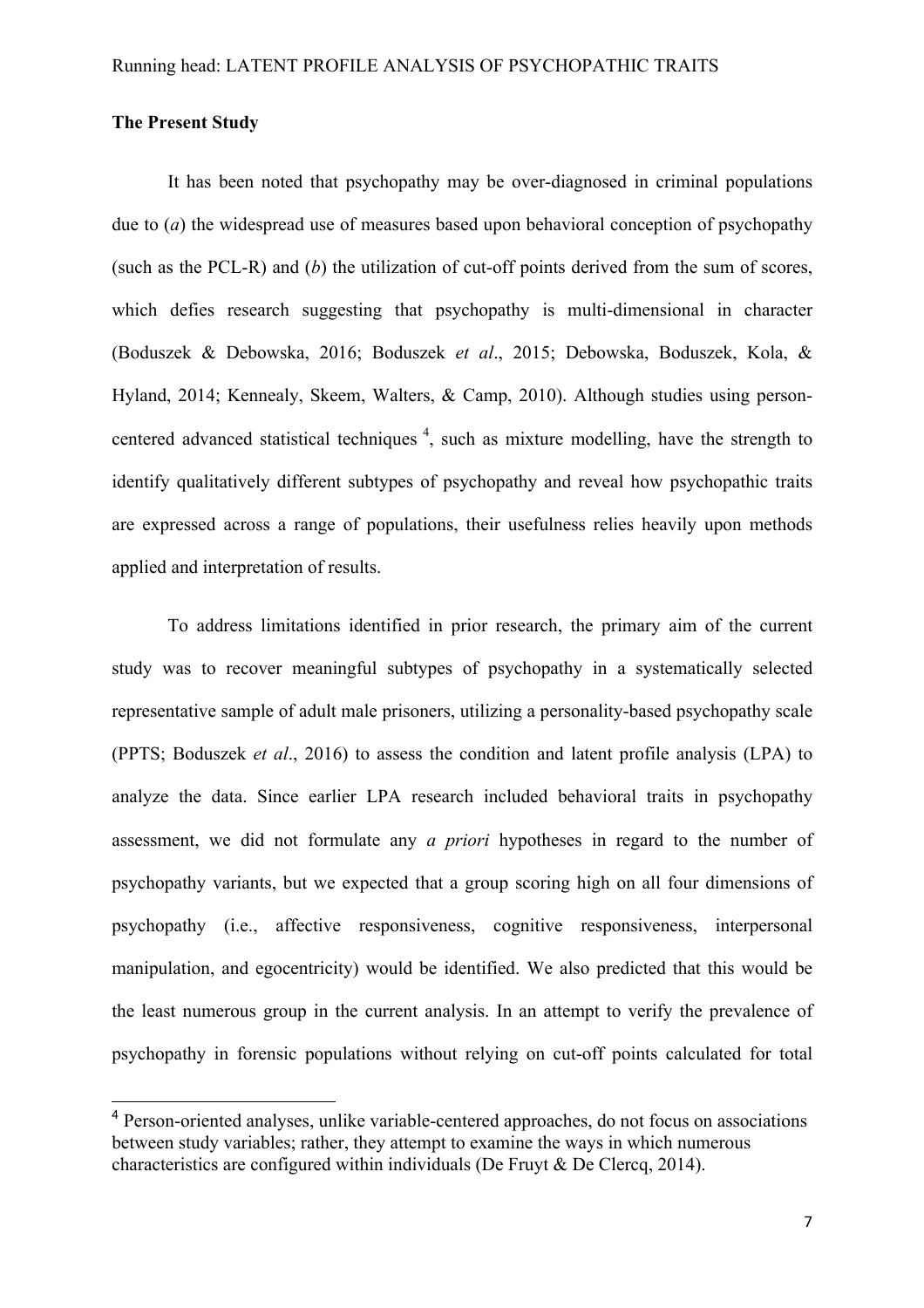**The Present Study**

It has been noted that psychopathy may be over-diagnosed in criminal populations due to (*a*) the widespread use of measures based upon behavioral conception of psychopathy (such as the PCL-R) and (*b*) the utilization of cut-off points derived from the sum of scores, which defies research suggesting that psychopathy is multi-dimensional in character (Boduszek & Debowska, 2016; Boduszek *et al*., 2015; Debowska, Boduszek, Kola, & Hyland, 2014; Kennealy, Skeem, Walters, & Camp, 2010). Although studies using person-centered advanced statistical techniques [4], such as mixture modelling, have the strength to identify qualitatively different subtypes of psychopathy and reveal how psychopathic traits are expressed across a range of populations, their usefulness relies heavily upon methods applied and interpretation of results.

To address limitations identified in prior research, the primary aim of the current study was to recover meaningful subtypes of psychopathy in a systematically selected representative sample of adult male prisoners, utilizing a personality-based psychopathy scale (PPTS; Boduszek *et al*., 2016) to assess the condition and latent profile analysis (LPA) to analyze the data. Since earlier LPA research included behavioral traits in psychopathy assessment, we did not formulate any *a priori* hypotheses in regard to the number of psychopathy variants, but we expected that a group scoring high on all four dimensions of psychopathy (i.e., affective responsiveness, cognitive responsiveness, interpersonal manipulation, and egocentricity) would be identified. We also predicted that this would be the least numerous group in the current analysis. In an attempt to verify the prevalence of psychopathy in forensic populations without relying on cut-off points calculated for total

[4] Person-oriented analyses, unlike variable-centered approaches, do not focus on associations between study variables; rather, they attempt to examine the ways in which numerous characteristics are configured within individuals (De Fruyt & De Clercq, 2014).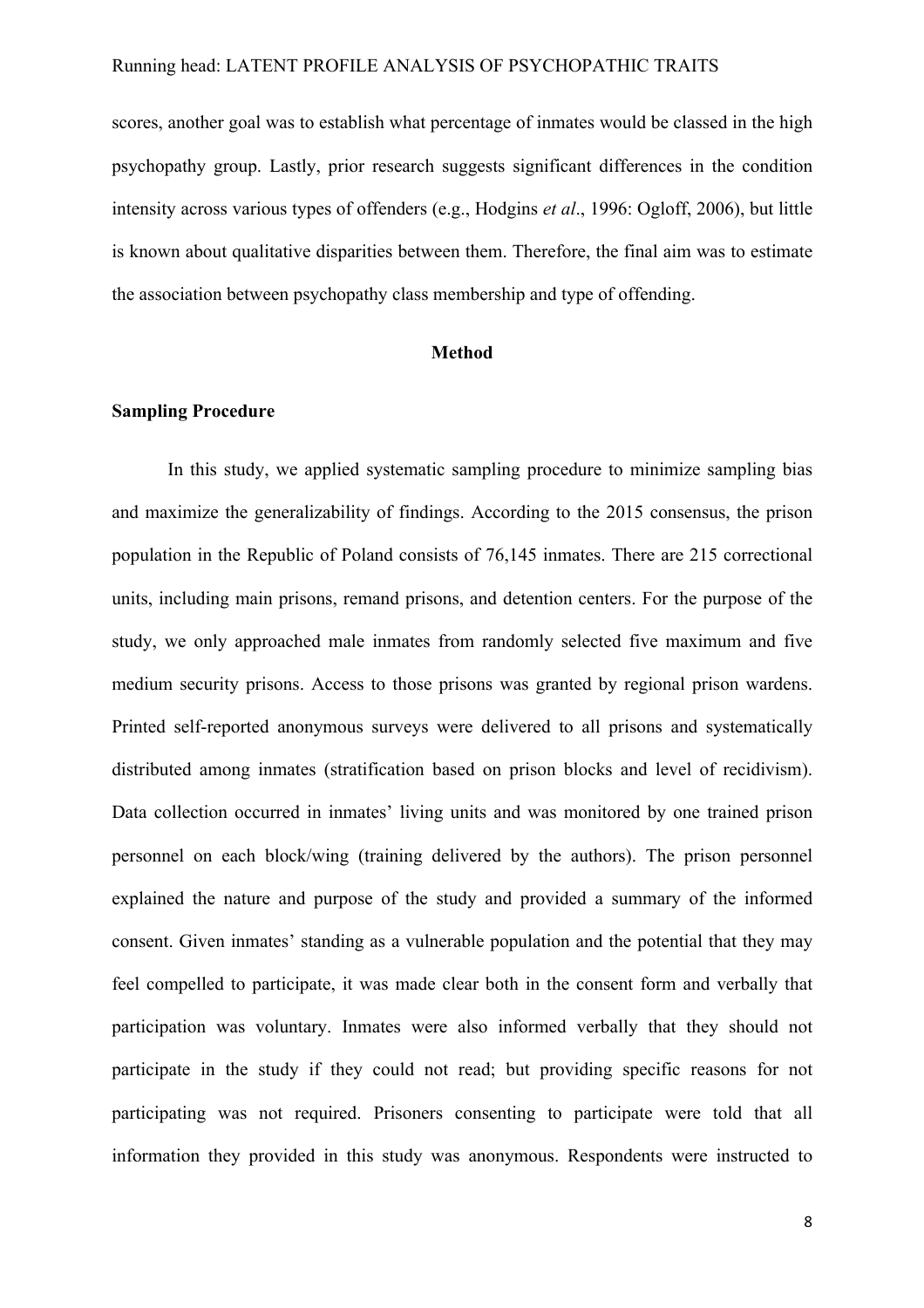scores, another goal was to establish what percentage of inmates would be classed in the high psychopathy group. Lastly, prior research suggests significant differences in the condition intensity across various types of offenders (e.g., Hodgins *et al*., 1996: Ogloff, 2006), but little is known about qualitative disparities between them. Therefore, the final aim was to estimate the association between psychopathy class membership and type of offending.

## Method

### Sampling Procedure

In this study, we applied systematic sampling procedure to minimize sampling bias and maximize the generalizability of findings. According to the 2015 consensus, the prison population in the Republic of Poland consists of 76,145 inmates. There are 215 correctional units, including main prisons, remand prisons, and detention centers. For the purpose of the study, we only approached male inmates from randomly selected five maximum and five medium security prisons. Access to those prisons was granted by regional prison wardens. Printed self-reported anonymous surveys were delivered to all prisons and systematically distributed among inmates (stratification based on prison blocks and level of recidivism). Data collection occurred in inmates' living units and was monitored by one trained prison personnel on each block/wing (training delivered by the authors). The prison personnel explained the nature and purpose of the study and provided a summary of the informed consent. Given inmates' standing as a vulnerable population and the potential that they may feel compelled to participate, it was made clear both in the consent form and verbally that participation was voluntary. Inmates were also informed verbally that they should not participate in the study if they could not read; but providing specific reasons for not participating was not required. Prisoners consenting to participate were told that all information they provided in this study was anonymous. Respondents were instructed to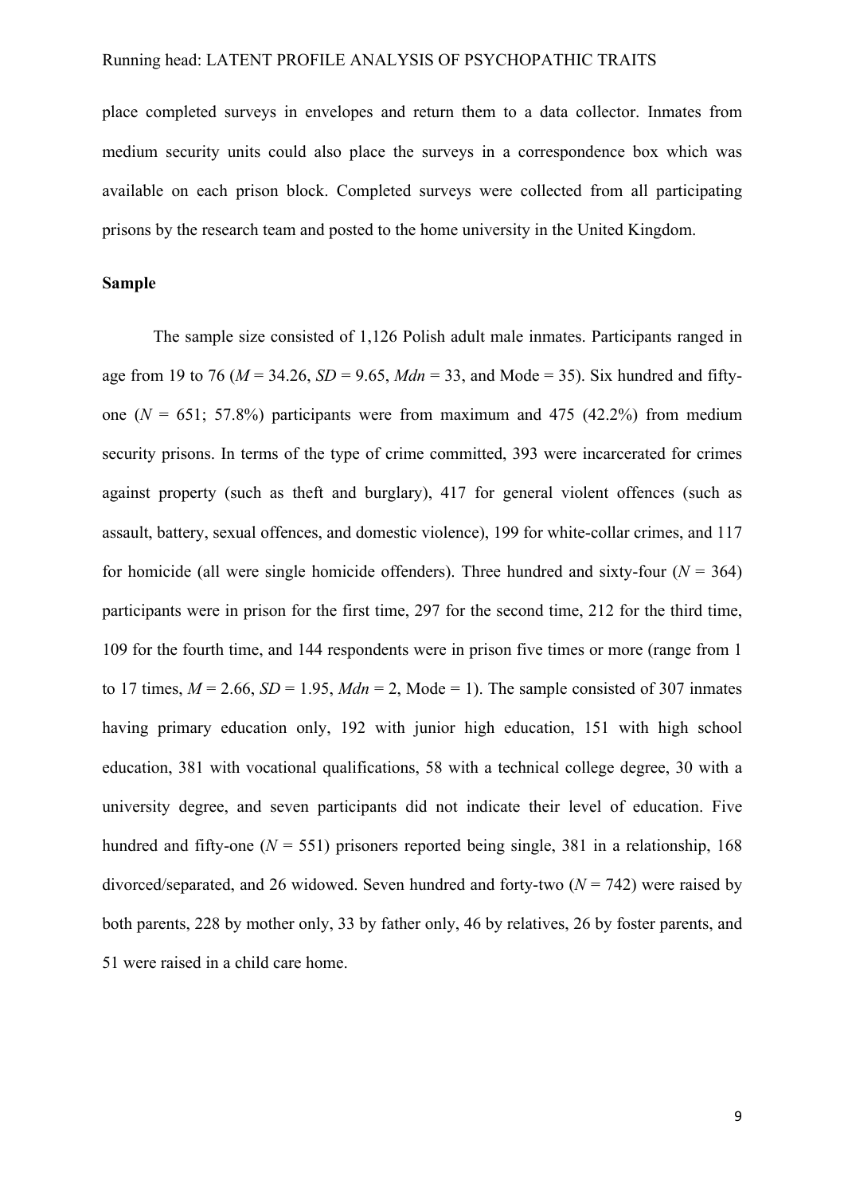place completed surveys in envelopes and return them to a data collector. Inmates from medium security units could also place the surveys in a correspondence box which was available on each prison block. Completed surveys were collected from all participating prisons by the research team and posted to the home university in the United Kingdom.

**Sample**

The sample size consisted of 1,126 Polish adult male inmates. Participants ranged in age from 19 to 76 ($M$ = 34.26, $SD$ = 9.65, $Mdn$ = 33, and Mode = 35). Six hundred and fifty-one ($N$ = 651; 57.8%) participants were from maximum and 475 (42.2%) from medium security prisons. In terms of the type of crime committed, 393 were incarcerated for crimes against property (such as theft and burglary), 417 for general violent offences (such as assault, battery, sexual offences, and domestic violence), 199 for white-collar crimes, and 117 for homicide (all were single homicide offenders). Three hundred and sixty-four ($N$ = 364) participants were in prison for the first time, 297 for the second time, 212 for the third time, 109 for the fourth time, and 144 respondents were in prison five times or more (range from 1 to 17 times, $M$ = 2.66, $SD$ = 1.95, $Mdn$ = 2, Mode = 1). The sample consisted of 307 inmates having primary education only, 192 with junior high education, 151 with high school education, 381 with vocational qualifications, 58 with a technical college degree, 30 with a university degree, and seven participants did not indicate their level of education. Five hundred and fifty-one ($N$ = 551) prisoners reported being single, 381 in a relationship, 168 divorced/separated, and 26 widowed. Seven hundred and forty-two ($N$ = 742) were raised by both parents, 228 by mother only, 33 by father only, 46 by relatives, 26 by foster parents, and 51 were raised in a child care home.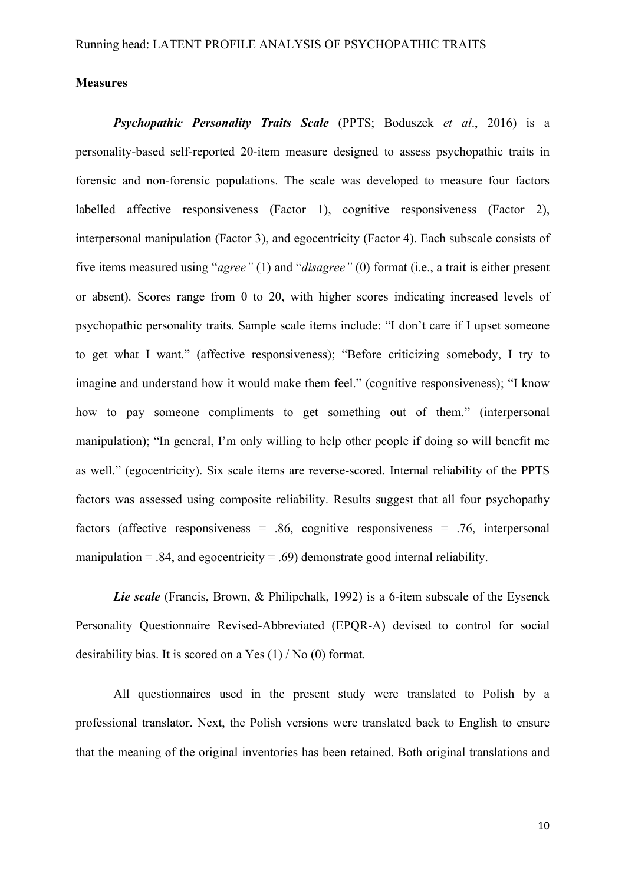**Measures**

***Psychopathic Personality Traits Scale*** (PPTS; Boduszek *et al*., 2016) is a personality-based self-reported 20-item measure designed to assess psychopathic traits in forensic and non-forensic populations. The scale was developed to measure four factors labelled affective responsiveness (Factor 1), cognitive responsiveness (Factor 2), interpersonal manipulation (Factor 3), and egocentricity (Factor 4). Each subscale consists of five items measured using "*agree"* (1) and "*disagree"* (0) format (i.e., a trait is either present or absent). Scores range from 0 to 20, with higher scores indicating increased levels of psychopathic personality traits. Sample scale items include: "I don't care if I upset someone to get what I want." (affective responsiveness); "Before criticizing somebody, I try to imagine and understand how it would make them feel." (cognitive responsiveness); "I know how to pay someone compliments to get something out of them." (interpersonal manipulation); "In general, I'm only willing to help other people if doing so will benefit me as well." (egocentricity). Six scale items are reverse-scored. Internal reliability of the PPTS factors was assessed using composite reliability. Results suggest that all four psychopathy factors (affective responsiveness = .86, cognitive responsiveness = .76, interpersonal manipulation = .84, and egocentricity = .69) demonstrate good internal reliability.

***Lie scale*** (Francis, Brown, & Philipchalk, 1992) is a 6-item subscale of the Eysenck Personality Questionnaire Revised-Abbreviated (EPQR-A) devised to control for social desirability bias. It is scored on a Yes (1) / No (0) format.

All questionnaires used in the present study were translated to Polish by a professional translator. Next, the Polish versions were translated back to English to ensure that the meaning of the original inventories has been retained. Both original translations and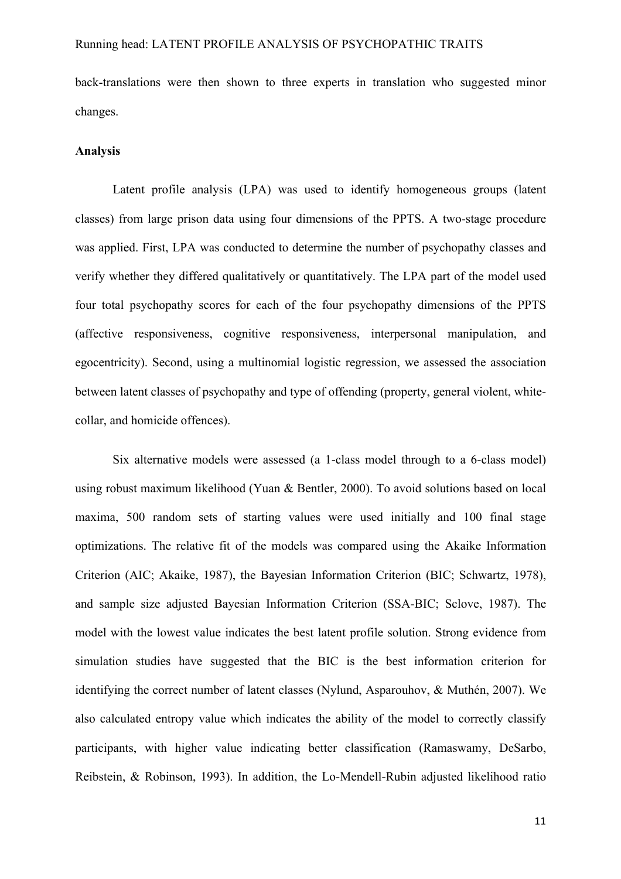back-translations were then shown to three experts in translation who suggested minor changes.

**Analysis**

Latent profile analysis (LPA) was used to identify homogeneous groups (latent classes) from large prison data using four dimensions of the PPTS. A two-stage procedure was applied. First, LPA was conducted to determine the number of psychopathy classes and verify whether they differed qualitatively or quantitatively. The LPA part of the model used four total psychopathy scores for each of the four psychopathy dimensions of the PPTS (affective responsiveness, cognitive responsiveness, interpersonal manipulation, and egocentricity). Second, using a multinomial logistic regression, we assessed the association between latent classes of psychopathy and type of offending (property, general violent, white-collar, and homicide offences).

Six alternative models were assessed (a 1-class model through to a 6-class model) using robust maximum likelihood (Yuan & Bentler, 2000). To avoid solutions based on local maxima, 500 random sets of starting values were used initially and 100 final stage optimizations. The relative fit of the models was compared using the Akaike Information Criterion (AIC; Akaike, 1987), the Bayesian Information Criterion (BIC; Schwartz, 1978), and sample size adjusted Bayesian Information Criterion (SSA-BIC; Sclove, 1987). The model with the lowest value indicates the best latent profile solution. Strong evidence from simulation studies have suggested that the BIC is the best information criterion for identifying the correct number of latent classes (Nylund, Asparouhov, & Muthén, 2007). We also calculated entropy value which indicates the ability of the model to correctly classify participants, with higher value indicating better classification (Ramaswamy, DeSarbo, Reibstein, & Robinson, 1993). In addition, the Lo-Mendell-Rubin adjusted likelihood ratio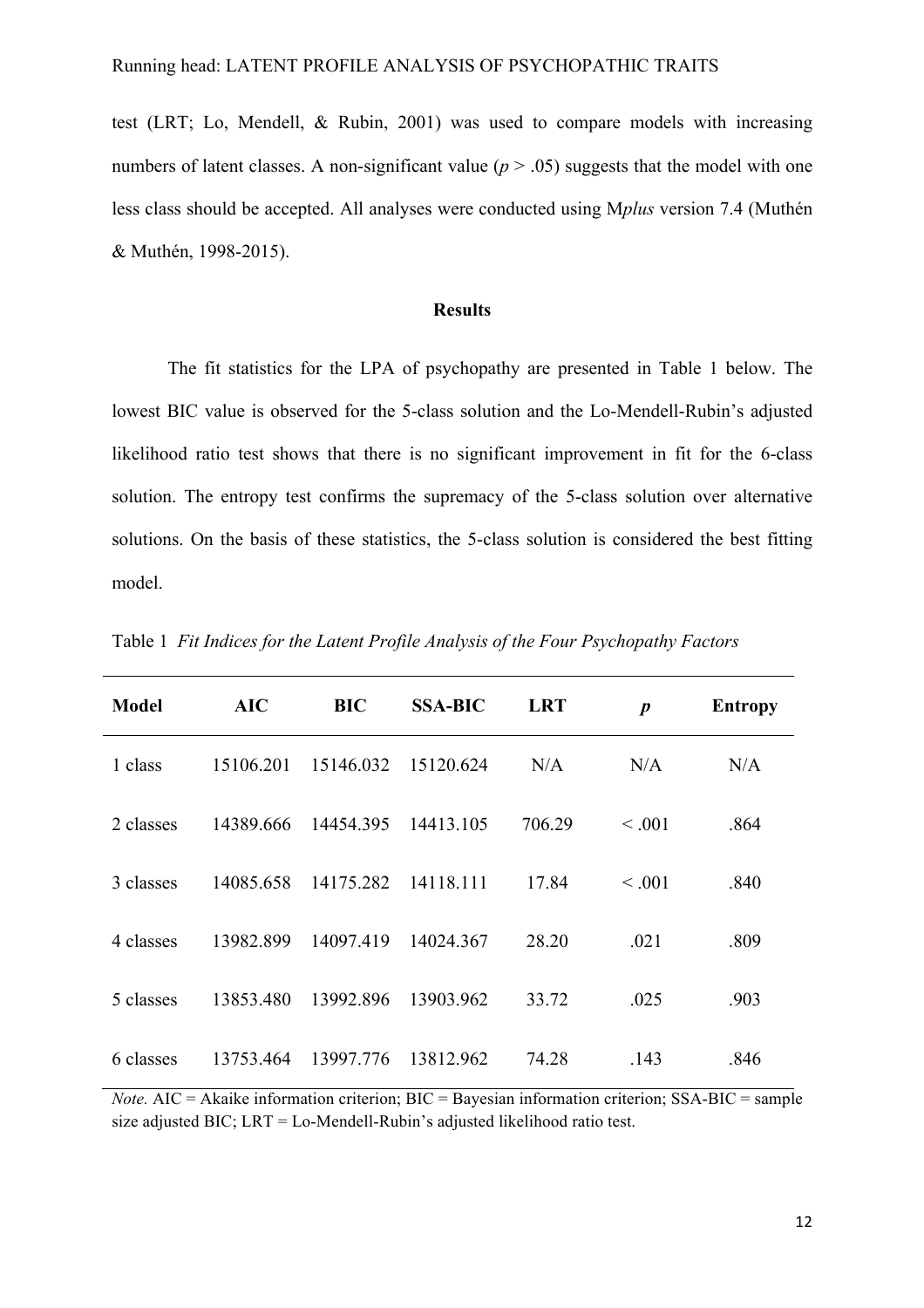test (LRT; Lo, Mendell, & Rubin, 2001) was used to compare models with increasing numbers of latent classes. A non-significant value ($p > .05$) suggests that the model with one less class should be accepted. All analyses were conducted using M*plus* version 7.4 (Muthén & Muthén, 1998-2015).

## Results

The fit statistics for the LPA of psychopathy are presented in Table 1 below. The lowest BIC value is observed for the 5-class solution and the Lo-Mendell-Rubin's adjusted likelihood ratio test shows that there is no significant improvement in fit for the 6-class solution. The entropy test confirms the supremacy of the 5-class solution over alternative solutions. On the basis of these statistics, the 5-class solution is considered the best fitting model.

Table 1 *Fit Indices for the Latent Profile Analysis of the Four Psychopathy Factors*

| **Model** | **AIC** | **BIC** | **SSA-BIC** | **LRT** | ***p*** | **Entropy** |
|---|---|---|---|---|---|---|
| 1 class | 15106.201 | 15146.032 | 15120.624 | N/A | N/A | N/A |
| 2 classes | 14389.666 | 14454.395 | 14413.105 | 706.29 | < .001 | .864 |
| 3 classes | 14085.658 | 14175.282 | 14118.111 | 17.84 | < .001 | .840 |
| 4 classes | 13982.899 | 14097.419 | 14024.367 | 28.20 | .021 | .809 |
| 5 classes | 13853.480 | 13992.896 | 13903.962 | 33.72 | .025 | .903 |
| 6 classes | 13753.464 | 13997.776 | 13812.962 | 74.28 | .143 | .846 |

*Note.* AIC = Akaike information criterion; BIC = Bayesian information criterion; SSA-BIC = sample size adjusted BIC; LRT = Lo-Mendell-Rubin's adjusted likelihood ratio test.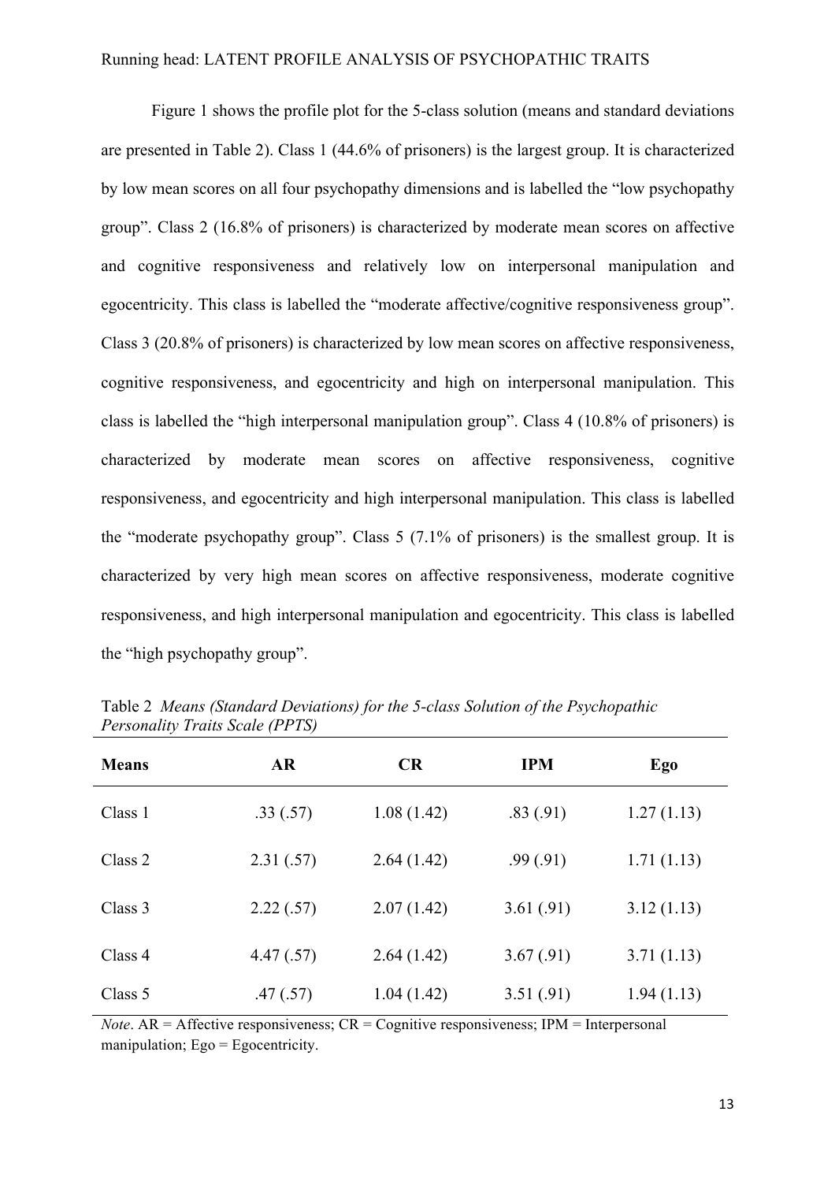Figure 1 shows the profile plot for the 5-class solution (means and standard deviations are presented in Table 2). Class 1 (44.6% of prisoners) is the largest group. It is characterized by low mean scores on all four psychopathy dimensions and is labelled the "low psychopathy group". Class 2 (16.8% of prisoners) is characterized by moderate mean scores on affective and cognitive responsiveness and relatively low on interpersonal manipulation and egocentricity. This class is labelled the "moderate affective/cognitive responsiveness group". Class 3 (20.8% of prisoners) is characterized by low mean scores on affective responsiveness, cognitive responsiveness, and egocentricity and high on interpersonal manipulation. This class is labelled the "high interpersonal manipulation group". Class 4 (10.8% of prisoners) is characterized by moderate mean scores on affective responsiveness, cognitive responsiveness, and egocentricity and high interpersonal manipulation. This class is labelled the "moderate psychopathy group". Class 5 (7.1% of prisoners) is the smallest group. It is characterized by very high mean scores on affective responsiveness, moderate cognitive responsiveness, and high interpersonal manipulation and egocentricity. This class is labelled the "high psychopathy group".

Table 2 *Means (Standard Deviations) for the 5-class Solution of the Psychopathic Personality Traits Scale (PPTS)*

| **Means** | **AR** | **CR** | **IPM** | **Ego** |
|---|---|---|---|---|
| Class 1 | .33 (.57) | 1.08 (1.42) | .83 (.91) | 1.27 (1.13) |
| Class 2 | 2.31 (.57) | 2.64 (1.42) | .99 (.91) | 1.71 (1.13) |
| Class 3 | 2.22 (.57) | 2.07 (1.42) | 3.61 (.91) | 3.12 (1.13) |
| Class 4 | 4.47 (.57) | 2.64 (1.42) | 3.67 (.91) | 3.71 (1.13) |
| Class 5 | .47 (.57) | 1.04 (1.42) | 3.51 (.91) | 1.94 (1.13) |

*Note*. AR = Affective responsiveness; CR = Cognitive responsiveness; IPM = Interpersonal manipulation; Ego = Egocentricity.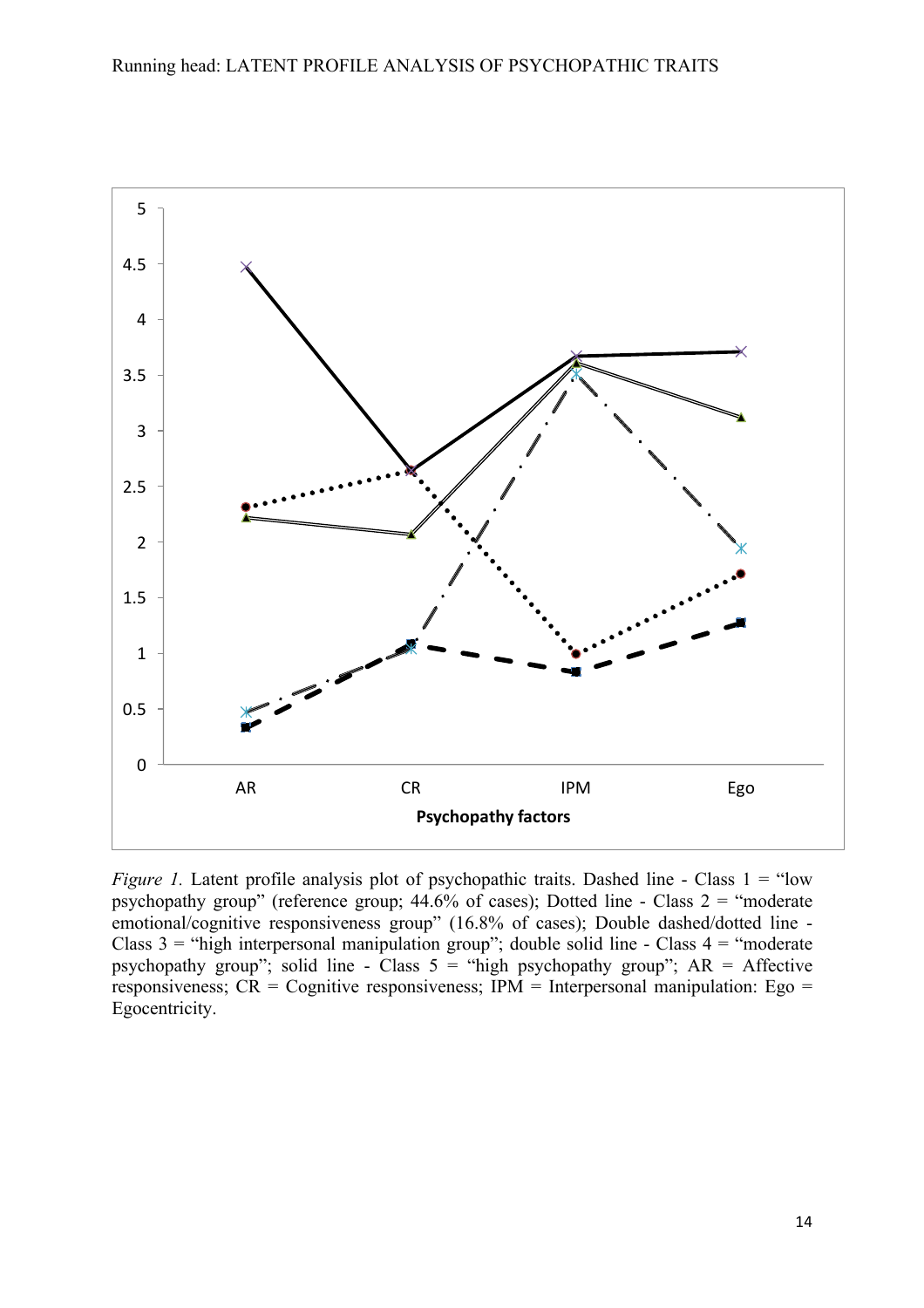*Figure 1.* Latent profile analysis plot of psychopathic traits. Dashed line - Class 1 = "low psychopathy group" (reference group; 44.6% of cases); Dotted line - Class 2 = "moderate emotional/cognitive responsiveness group" (16.8% of cases); Double dashed/dotted line - Class 3 = "high interpersonal manipulation group"; double solid line - Class 4 = "moderate psychopathy group"; solid line - Class 5 = "high psychopathy group"; AR = Affective responsiveness; CR = Cognitive responsiveness; IPM = Interpersonal manipulation: Ego = Egocentricity.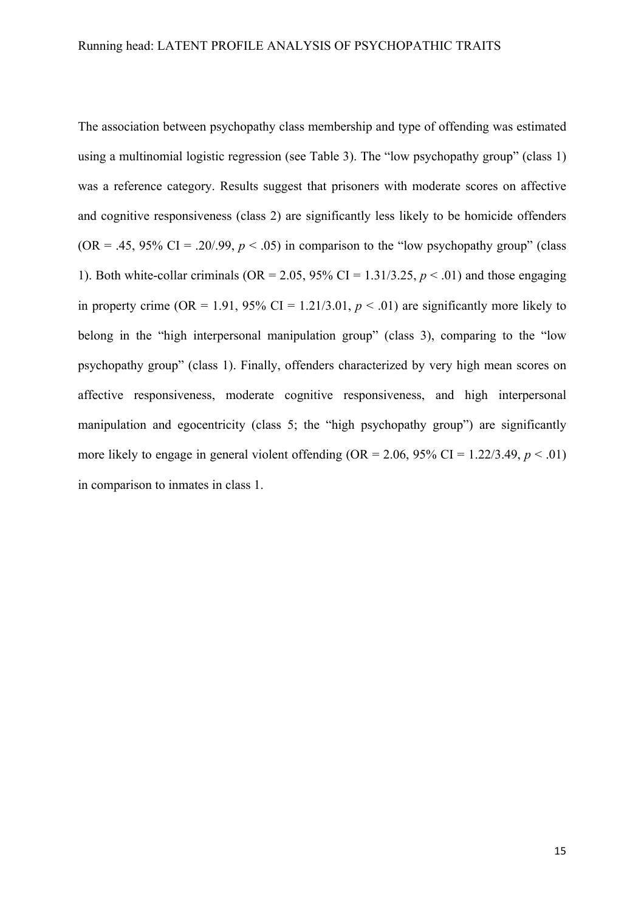The association between psychopathy class membership and type of offending was estimated using a multinomial logistic regression (see Table 3). The “low psychopathy group” (class 1) was a reference category. Results suggest that prisoners with moderate scores on affective and cognitive responsiveness (class 2) are significantly less likely to be homicide offenders (OR = .45, 95% CI = .20/.99, $p < .05$) in comparison to the “low psychopathy group” (class 1). Both white-collar criminals (OR = 2.05, 95% CI = 1.31/3.25, $p < .01$) and those engaging in property crime (OR = 1.91, 95% CI = 1.21/3.01, $p < .01$) are significantly more likely to belong in the “high interpersonal manipulation group” (class 3), comparing to the “low psychopathy group” (class 1). Finally, offenders characterized by very high mean scores on affective responsiveness, moderate cognitive responsiveness, and high interpersonal manipulation and egocentricity (class 5; the “high psychopathy group”) are significantly more likely to engage in general violent offending (OR = 2.06, 95% CI = 1.22/3.49, $p < .01$) in comparison to inmates in class 1.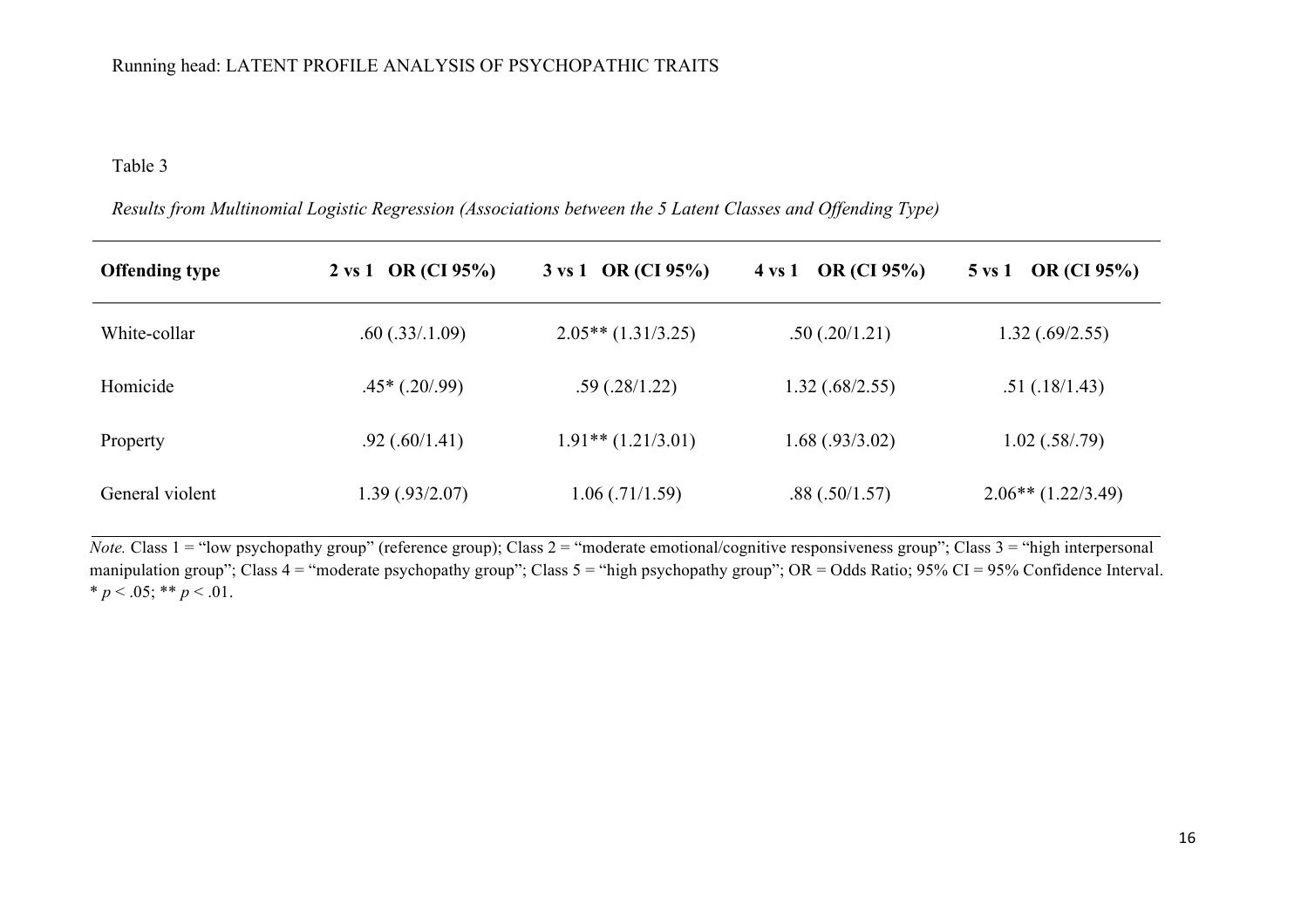Table 3

*Results from Multinomial Logistic Regression (Associations between the 5 Latent Classes and Offending Type)*

| **Offending type** | **2 vs 1 OR (CI 95%)** | **3 vs 1 OR (CI 95%)** | **4 vs 1 OR (CI 95%)** | **5 vs 1 OR (CI 95%)** |
|---|---|---|---|---|
| White-collar | .60 (.33/.1.09) | 2.05** (1.31/3.25) | .50 (.20/1.21) | 1.32 (.69/2.55) |
| Homicide | .45* (.20/.99) | .59 (.28/1.22) | 1.32 (.68/2.55) | .51 (.18/1.43) |
| Property | .92 (.60/1.41) | 1.91** (1.21/3.01) | 1.68 (.93/3.02) | 1.02 (.58/.79) |
| General violent | 1.39 (.93/2.07) | 1.06 (.71/1.59) | .88 (.50/1.57) | 2.06** (1.22/3.49) |

*Note.* Class 1 = "low psychopathy group" (reference group); Class 2 = "moderate emotional/cognitive responsiveness group"; Class 3 = "high interpersonal manipulation group"; Class 4 = "moderate psychopathy group"; Class 5 = "high psychopathy group"; OR = Odds Ratio; 95% CI = 95% Confidence Interval. * $p < .05$; ** $p < .01$.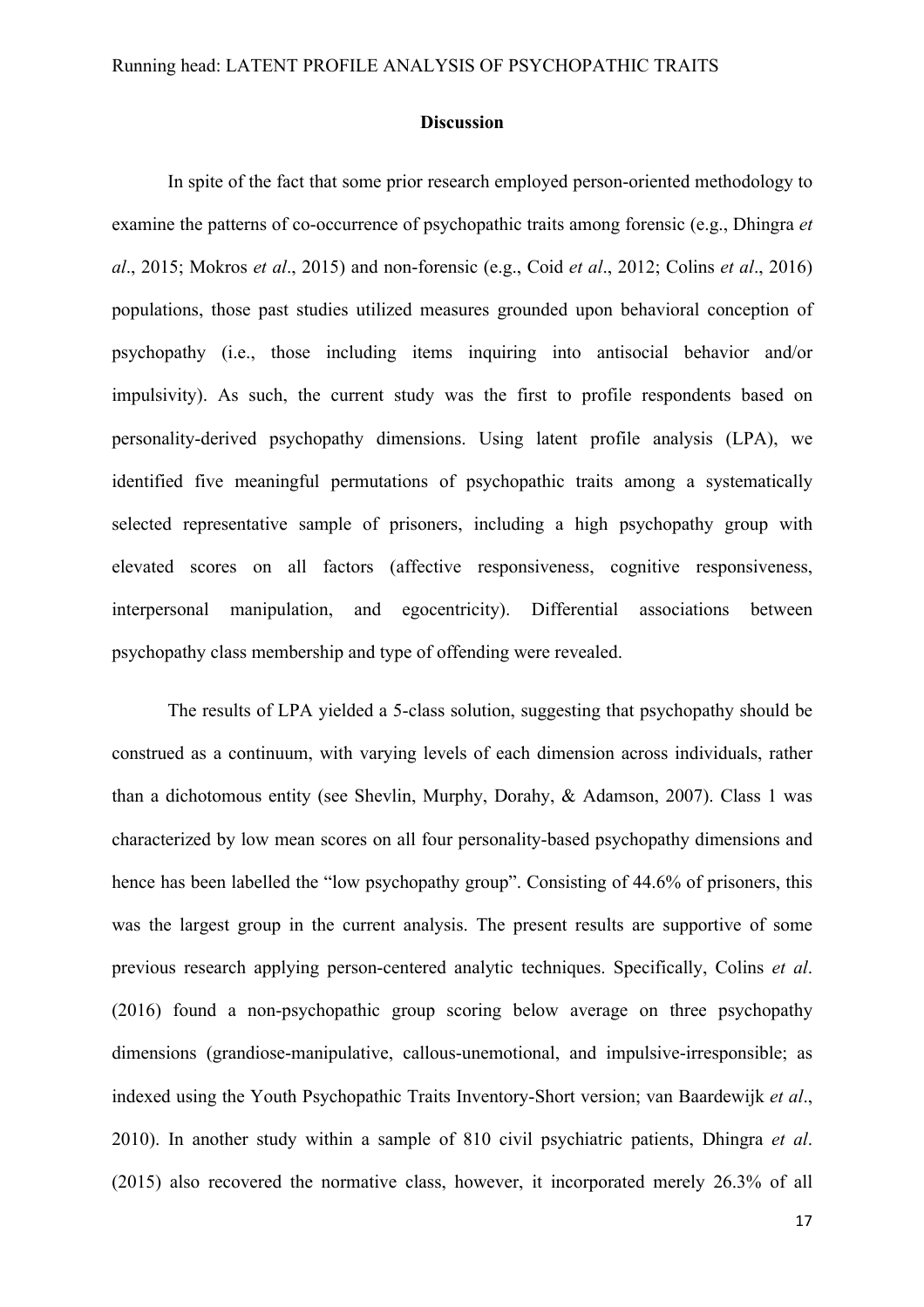## Discussion

In spite of the fact that some prior research employed person-oriented methodology to examine the patterns of co-occurrence of psychopathic traits among forensic (e.g., Dhingra *et al*., 2015; Mokros *et al*., 2015) and non-forensic (e.g., Coid *et al*., 2012; Colins *et al*., 2016) populations, those past studies utilized measures grounded upon behavioral conception of psychopathy (i.e., those including items inquiring into antisocial behavior and/or impulsivity). As such, the current study was the first to profile respondents based on personality-derived psychopathy dimensions. Using latent profile analysis (LPA), we identified five meaningful permutations of psychopathic traits among a systematically selected representative sample of prisoners, including a high psychopathy group with elevated scores on all factors (affective responsiveness, cognitive responsiveness, interpersonal manipulation, and egocentricity). Differential associations between psychopathy class membership and type of offending were revealed.

The results of LPA yielded a 5-class solution, suggesting that psychopathy should be construed as a continuum, with varying levels of each dimension across individuals, rather than a dichotomous entity (see Shevlin, Murphy, Dorahy, & Adamson, 2007). Class 1 was characterized by low mean scores on all four personality-based psychopathy dimensions and hence has been labelled the "low psychopathy group". Consisting of 44.6% of prisoners, this was the largest group in the current analysis. The present results are supportive of some previous research applying person-centered analytic techniques. Specifically, Colins *et al*. (2016) found a non-psychopathic group scoring below average on three psychopathy dimensions (grandiose-manipulative, callous-unemotional, and impulsive-irresponsible; as indexed using the Youth Psychopathic Traits Inventory-Short version; van Baardewijk *et al*., 2010). In another study within a sample of 810 civil psychiatric patients, Dhingra *et al*. (2015) also recovered the normative class, however, it incorporated merely 26.3% of all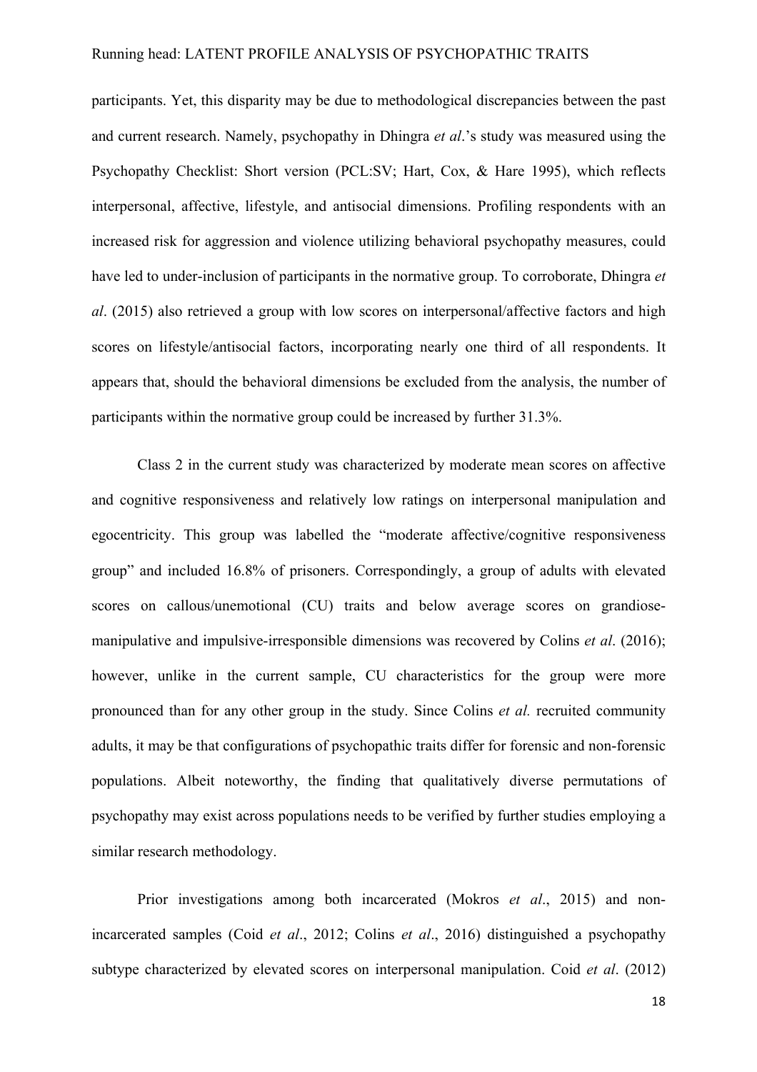participants. Yet, this disparity may be due to methodological discrepancies between the past and current research. Namely, psychopathy in Dhingra *et al*.'s study was measured using the Psychopathy Checklist: Short version (PCL:SV; Hart, Cox, & Hare 1995), which reflects interpersonal, affective, lifestyle, and antisocial dimensions. Profiling respondents with an increased risk for aggression and violence utilizing behavioral psychopathy measures, could have led to under-inclusion of participants in the normative group. To corroborate, Dhingra *et al*. (2015) also retrieved a group with low scores on interpersonal/affective factors and high scores on lifestyle/antisocial factors, incorporating nearly one third of all respondents. It appears that, should the behavioral dimensions be excluded from the analysis, the number of participants within the normative group could be increased by further 31.3%.

Class 2 in the current study was characterized by moderate mean scores on affective and cognitive responsiveness and relatively low ratings on interpersonal manipulation and egocentricity. This group was labelled the "moderate affective/cognitive responsiveness group" and included 16.8% of prisoners. Correspondingly, a group of adults with elevated scores on callous/unemotional (CU) traits and below average scores on grandiose-manipulative and impulsive-irresponsible dimensions was recovered by Colins *et al*. (2016); however, unlike in the current sample, CU characteristics for the group were more pronounced than for any other group in the study. Since Colins *et al.* recruited community adults, it may be that configurations of psychopathic traits differ for forensic and non-forensic populations. Albeit noteworthy, the finding that qualitatively diverse permutations of psychopathy may exist across populations needs to be verified by further studies employing a similar research methodology.

Prior investigations among both incarcerated (Mokros *et al*., 2015) and non-incarcerated samples (Coid *et al*., 2012; Colins *et al*., 2016) distinguished a psychopathy subtype characterized by elevated scores on interpersonal manipulation. Coid *et al*. (2012)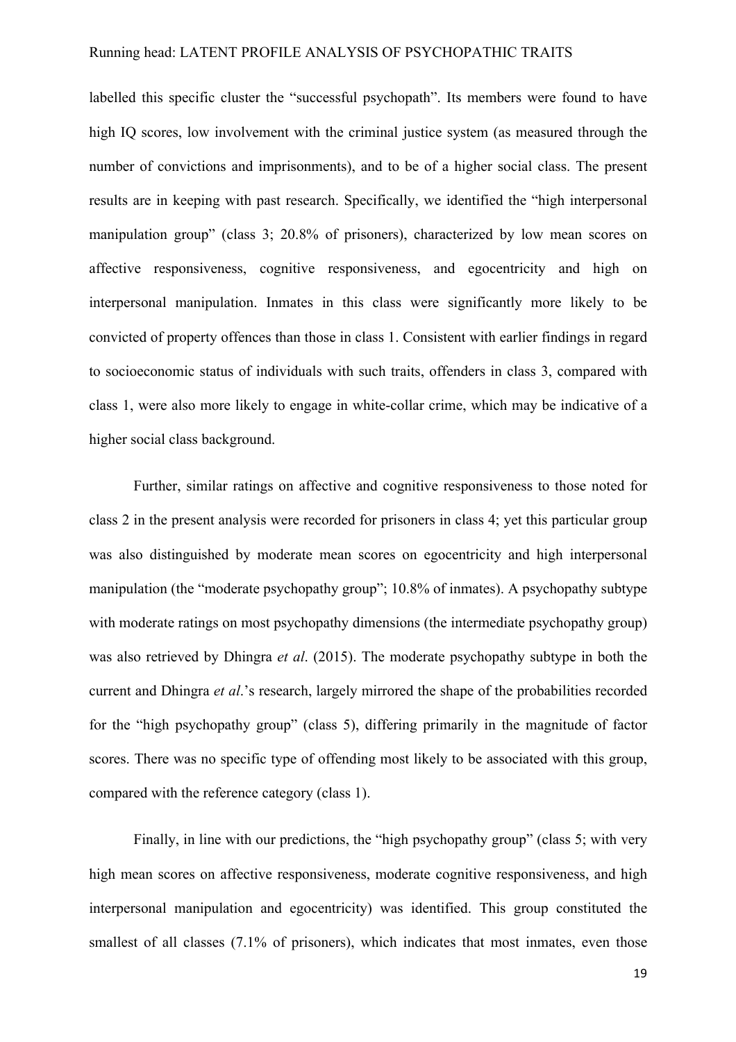labelled this specific cluster the "successful psychopath". Its members were found to have high IQ scores, low involvement with the criminal justice system (as measured through the number of convictions and imprisonments), and to be of a higher social class. The present results are in keeping with past research. Specifically, we identified the "high interpersonal manipulation group" (class 3; 20.8% of prisoners), characterized by low mean scores on affective responsiveness, cognitive responsiveness, and egocentricity and high on interpersonal manipulation. Inmates in this class were significantly more likely to be convicted of property offences than those in class 1. Consistent with earlier findings in regard to socioeconomic status of individuals with such traits, offenders in class 3, compared with class 1, were also more likely to engage in white-collar crime, which may be indicative of a higher social class background.

Further, similar ratings on affective and cognitive responsiveness to those noted for class 2 in the present analysis were recorded for prisoners in class 4; yet this particular group was also distinguished by moderate mean scores on egocentricity and high interpersonal manipulation (the "moderate psychopathy group"; 10.8% of inmates). A psychopathy subtype with moderate ratings on most psychopathy dimensions (the intermediate psychopathy group) was also retrieved by Dhingra *et al*. (2015). The moderate psychopathy subtype in both the current and Dhingra *et al*.'s research, largely mirrored the shape of the probabilities recorded for the "high psychopathy group" (class 5), differing primarily in the magnitude of factor scores. There was no specific type of offending most likely to be associated with this group, compared with the reference category (class 1).

Finally, in line with our predictions, the "high psychopathy group" (class 5; with very high mean scores on affective responsiveness, moderate cognitive responsiveness, and high interpersonal manipulation and egocentricity) was identified. This group constituted the smallest of all classes (7.1% of prisoners), which indicates that most inmates, even those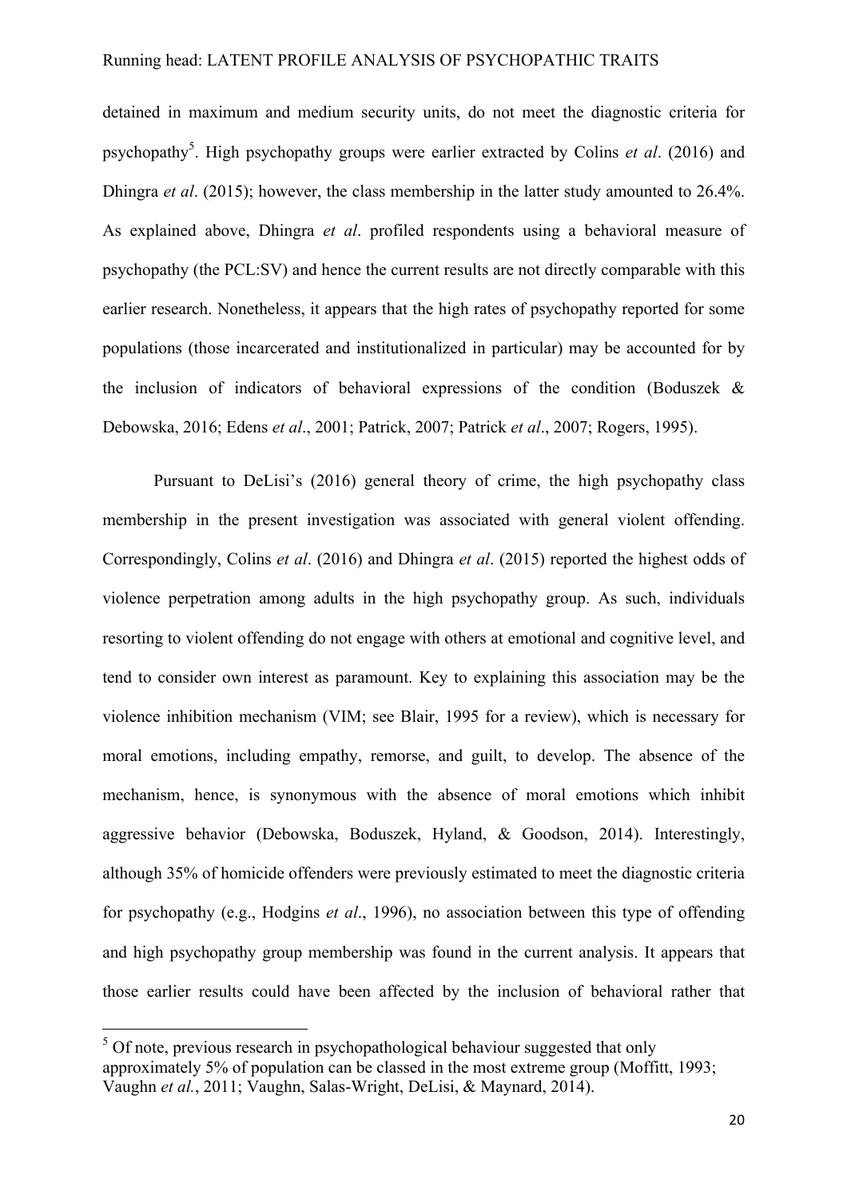detained in maximum and medium security units, do not meet the diagnostic criteria for psychopathy[5]. High psychopathy groups were earlier extracted by Colins *et al*. (2016) and Dhingra *et al*. (2015); however, the class membership in the latter study amounted to 26.4%. As explained above, Dhingra *et al*. profiled respondents using a behavioral measure of psychopathy (the PCL:SV) and hence the current results are not directly comparable with this earlier research. Nonetheless, it appears that the high rates of psychopathy reported for some populations (those incarcerated and institutionalized in particular) may be accounted for by the inclusion of indicators of behavioral expressions of the condition (Boduszek & Debowska, 2016; Edens *et al*., 2001; Patrick, 2007; Patrick *et al*., 2007; Rogers, 1995).

Pursuant to DeLisi's (2016) general theory of crime, the high psychopathy class membership in the present investigation was associated with general violent offending. Correspondingly, Colins *et al*. (2016) and Dhingra *et al*. (2015) reported the highest odds of violence perpetration among adults in the high psychopathy group. As such, individuals resorting to violent offending do not engage with others at emotional and cognitive level, and tend to consider own interest as paramount. Key to explaining this association may be the violence inhibition mechanism (VIM; see Blair, 1995 for a review), which is necessary for moral emotions, including empathy, remorse, and guilt, to develop. The absence of the mechanism, hence, is synonymous with the absence of moral emotions which inhibit aggressive behavior (Debowska, Boduszek, Hyland, & Goodson, 2014). Interestingly, although 35% of homicide offenders were previously estimated to meet the diagnostic criteria for psychopathy (e.g., Hodgins *et al*., 1996), no association between this type of offending and high psychopathy group membership was found in the current analysis. It appears that those earlier results could have been affected by the inclusion of behavioral rather that

[5] Of note, previous research in psychopathological behaviour suggested that only approximately 5% of population can be classed in the most extreme group (Moffitt, 1993; Vaughn *et al.*, 2011; Vaughn, Salas-Wright, DeLisi, & Maynard, 2014).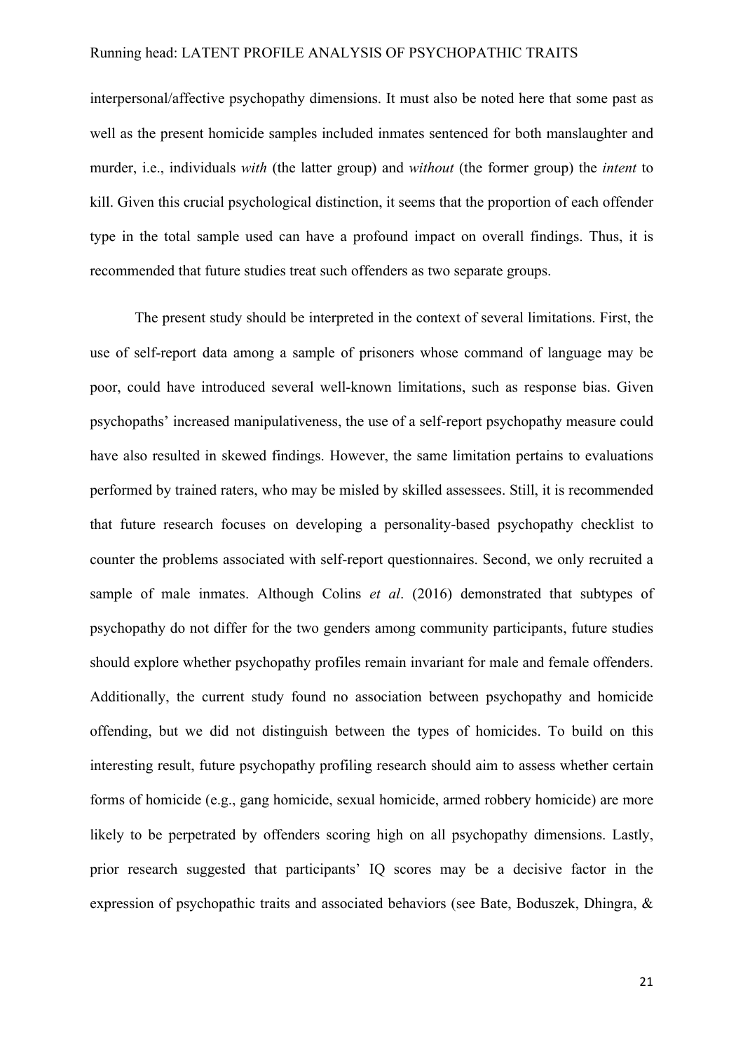interpersonal/affective psychopathy dimensions. It must also be noted here that some past as well as the present homicide samples included inmates sentenced for both manslaughter and murder, i.e., individuals *with* (the latter group) and *without* (the former group) the *intent* to kill. Given this crucial psychological distinction, it seems that the proportion of each offender type in the total sample used can have a profound impact on overall findings. Thus, it is recommended that future studies treat such offenders as two separate groups.

The present study should be interpreted in the context of several limitations. First, the use of self-report data among a sample of prisoners whose command of language may be poor, could have introduced several well-known limitations, such as response bias. Given psychopaths' increased manipulativeness, the use of a self-report psychopathy measure could have also resulted in skewed findings. However, the same limitation pertains to evaluations performed by trained raters, who may be misled by skilled assessees. Still, it is recommended that future research focuses on developing a personality-based psychopathy checklist to counter the problems associated with self-report questionnaires. Second, we only recruited a sample of male inmates. Although Colins *et al*. (2016) demonstrated that subtypes of psychopathy do not differ for the two genders among community participants, future studies should explore whether psychopathy profiles remain invariant for male and female offenders. Additionally, the current study found no association between psychopathy and homicide offending, but we did not distinguish between the types of homicides. To build on this interesting result, future psychopathy profiling research should aim to assess whether certain forms of homicide (e.g., gang homicide, sexual homicide, armed robbery homicide) are more likely to be perpetrated by offenders scoring high on all psychopathy dimensions. Lastly, prior research suggested that participants' IQ scores may be a decisive factor in the expression of psychopathic traits and associated behaviors (see Bate, Boduszek, Dhingra, &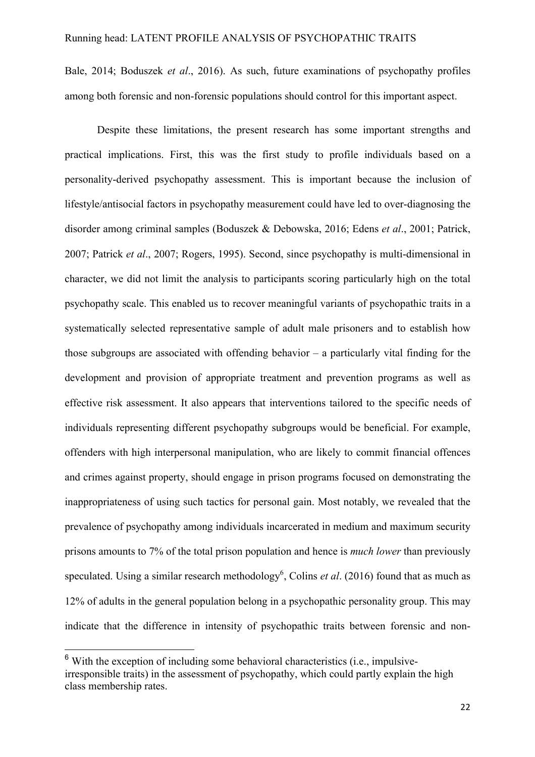Bale, 2014; Boduszek *et al*., 2016). As such, future examinations of psychopathy profiles among both forensic and non-forensic populations should control for this important aspect.

Despite these limitations, the present research has some important strengths and practical implications. First, this was the first study to profile individuals based on a personality-derived psychopathy assessment. This is important because the inclusion of lifestyle/antisocial factors in psychopathy measurement could have led to over-diagnosing the disorder among criminal samples (Boduszek & Debowska, 2016; Edens *et al*., 2001; Patrick, 2007; Patrick *et al*., 2007; Rogers, 1995). Second, since psychopathy is multi-dimensional in character, we did not limit the analysis to participants scoring particularly high on the total psychopathy scale. This enabled us to recover meaningful variants of psychopathic traits in a systematically selected representative sample of adult male prisoners and to establish how those subgroups are associated with offending behavior – a particularly vital finding for the development and provision of appropriate treatment and prevention programs as well as effective risk assessment. It also appears that interventions tailored to the specific needs of individuals representing different psychopathy subgroups would be beneficial. For example, offenders with high interpersonal manipulation, who are likely to commit financial offences and crimes against property, should engage in prison programs focused on demonstrating the inappropriateness of using such tactics for personal gain. Most notably, we revealed that the prevalence of psychopathy among individuals incarcerated in medium and maximum security prisons amounts to 7% of the total prison population and hence is *much lower* than previously speculated. Using a similar research methodology[6], Colins *et al*. (2016) found that as much as 12% of adults in the general population belong in a psychopathic personality group. This may indicate that the difference in intensity of psychopathic traits between forensic and non-

[6] With the exception of including some behavioral characteristics (i.e., impulsive-irresponsible traits) in the assessment of psychopathy, which could partly explain the high class membership rates.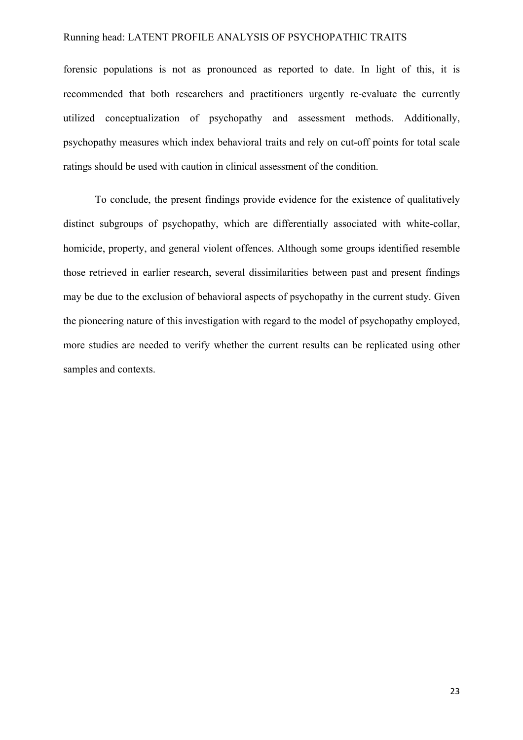forensic populations is not as pronounced as reported to date. In light of this, it is recommended that both researchers and practitioners urgently re-evaluate the currently utilized conceptualization of psychopathy and assessment methods. Additionally, psychopathy measures which index behavioral traits and rely on cut-off points for total scale ratings should be used with caution in clinical assessment of the condition.

To conclude, the present findings provide evidence for the existence of qualitatively distinct subgroups of psychopathy, which are differentially associated with white-collar, homicide, property, and general violent offences. Although some groups identified resemble those retrieved in earlier research, several dissimilarities between past and present findings may be due to the exclusion of behavioral aspects of psychopathy in the current study. Given the pioneering nature of this investigation with regard to the model of psychopathy employed, more studies are needed to verify whether the current results can be replicated using other samples and contexts.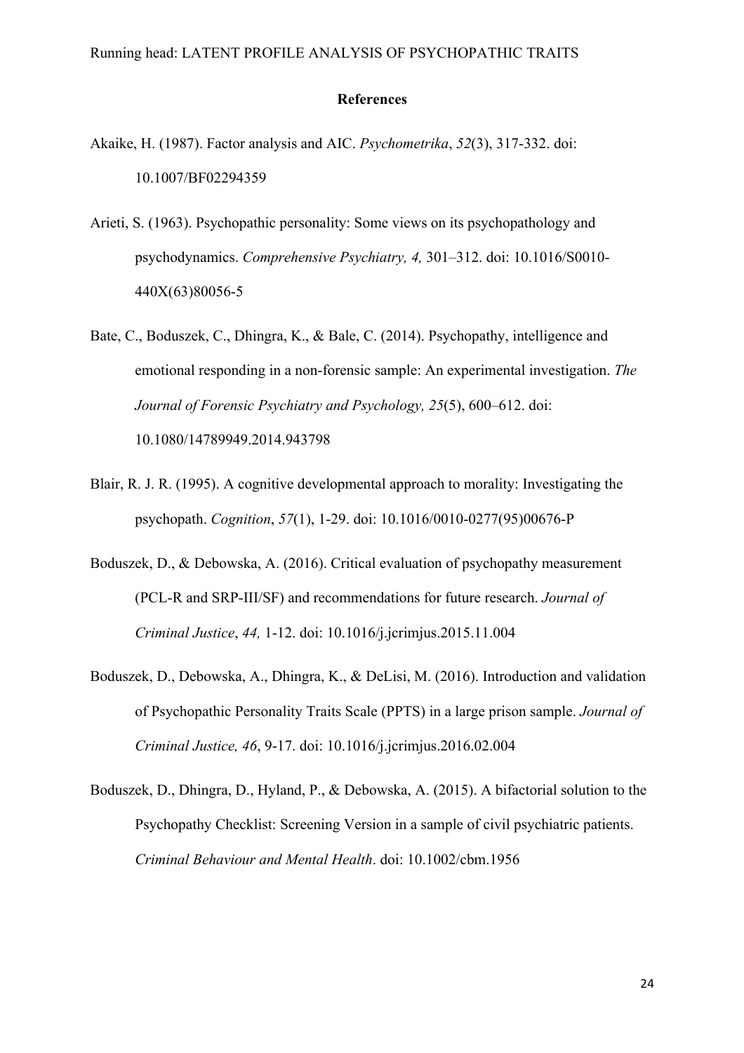## References

Akaike, H. (1987). Factor analysis and AIC. *Psychometrika*, *52*(3), 317-332. doi: 10.1007/BF02294359

Arieti, S. (1963). Psychopathic personality: Some views on its psychopathology and psychodynamics. *Comprehensive Psychiatry, 4,* 301–312. doi: 10.1016/S0010-440X(63)80056-5

Bate, C., Boduszek, C., Dhingra, K., & Bale, C. (2014). Psychopathy, intelligence and emotional responding in a non-forensic sample: An experimental investigation. *The Journal of Forensic Psychiatry and Psychology, 25*(5), 600–612. doi: 10.1080/14789949.2014.943798

Blair, R. J. R. (1995). A cognitive developmental approach to morality: Investigating the psychopath. *Cognition*, *57*(1), 1-29. doi: 10.1016/0010-0277(95)00676-P

Boduszek, D., & Debowska, A. (2016). Critical evaluation of psychopathy measurement (PCL-R and SRP-III/SF) and recommendations for future research. *Journal of Criminal Justice*, *44,* 1-12. doi: 10.1016/j.jcrimjus.2015.11.004

Boduszek, D., Debowska, A., Dhingra, K., & DeLisi, M. (2016). Introduction and validation of Psychopathic Personality Traits Scale (PPTS) in a large prison sample. *Journal of Criminal Justice, 46*, 9-17. doi: 10.1016/j.jcrimjus.2016.02.004

Boduszek, D., Dhingra, D., Hyland, P., & Debowska, A. (2015). A bifactorial solution to the Psychopathy Checklist: Screening Version in a sample of civil psychiatric patients. *Criminal Behaviour and Mental Health*. doi: 10.1002/cbm.1956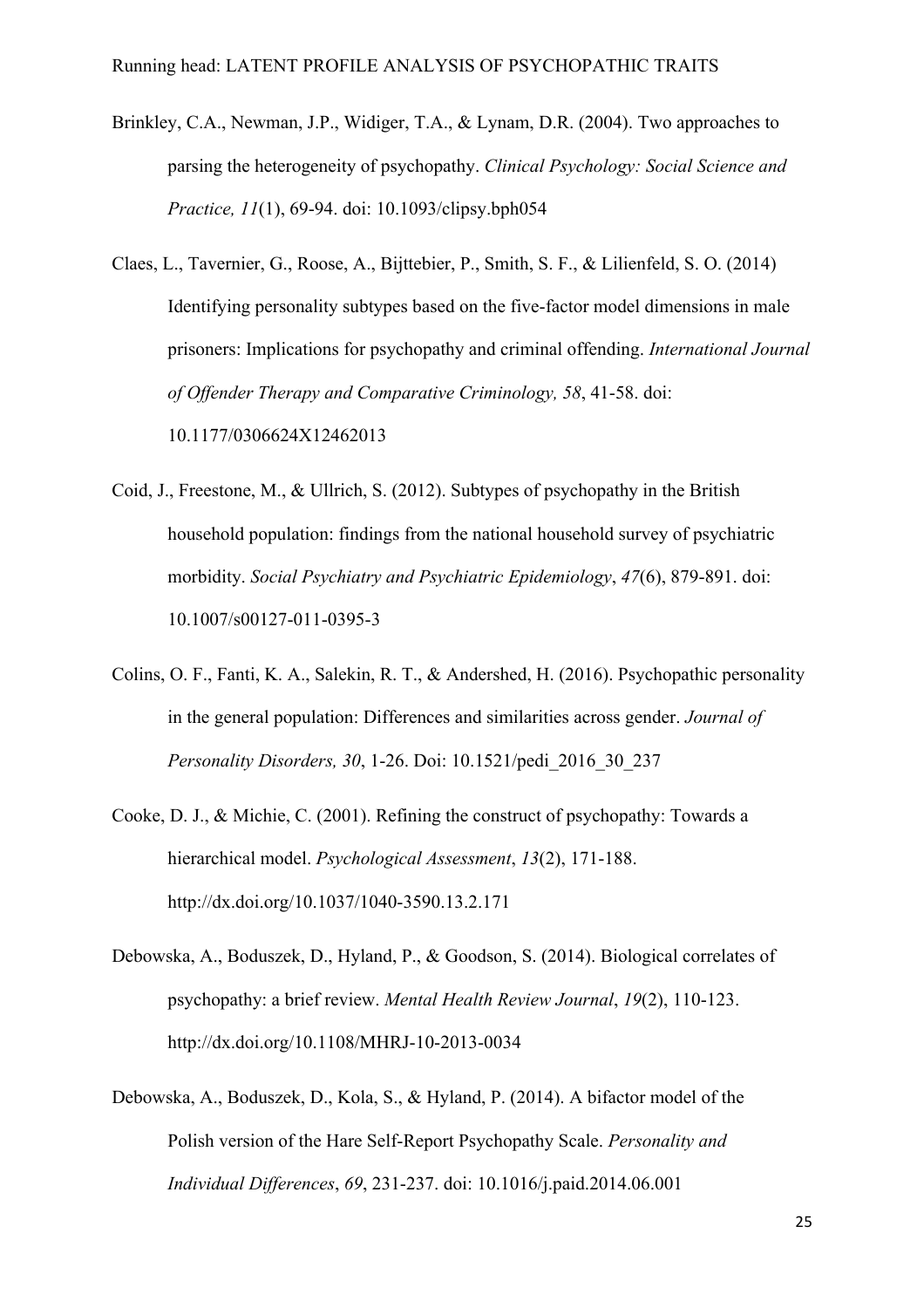Brinkley, C.A., Newman, J.P., Widiger, T.A., & Lynam, D.R. (2004). Two approaches to parsing the heterogeneity of psychopathy. *Clinical Psychology: Social Science and Practice, 11*(1), 69-94. doi: 10.1093/clipsy.bph054

Claes, L., Tavernier, G., Roose, A., Bijttebier, P., Smith, S. F., & Lilienfeld, S. O. (2014) Identifying personality subtypes based on the five-factor model dimensions in male prisoners: Implications for psychopathy and criminal offending. *International Journal of Offender Therapy and Comparative Criminology, 58*, 41-58. doi: 10.1177/0306624X12462013

Coid, J., Freestone, M., & Ullrich, S. (2012). Subtypes of psychopathy in the British household population: findings from the national household survey of psychiatric morbidity. *Social Psychiatry and Psychiatric Epidemiology*, *47*(6), 879-891. doi: 10.1007/s00127-011-0395-3

Colins, O. F., Fanti, K. A., Salekin, R. T., & Andershed, H. (2016). Psychopathic personality in the general population: Differences and similarities across gender. *Journal of Personality Disorders, 30*, 1-26. Doi: 10.1521/pedi_2016_30_237

Cooke, D. J., & Michie, C. (2001). Refining the construct of psychopathy: Towards a hierarchical model. *Psychological Assessment*, *13*(2), 171-188. http://dx.doi.org/10.1037/1040-3590.13.2.171

Debowska, A., Boduszek, D., Hyland, P., & Goodson, S. (2014). Biological correlates of psychopathy: a brief review. *Mental Health Review Journal*, *19*(2), 110-123. http://dx.doi.org/10.1108/MHRJ-10-2013-0034

Debowska, A., Boduszek, D., Kola, S., & Hyland, P. (2014). A bifactor model of the Polish version of the Hare Self-Report Psychopathy Scale. *Personality and Individual Differences*, *69*, 231-237. doi: 10.1016/j.paid.2014.06.001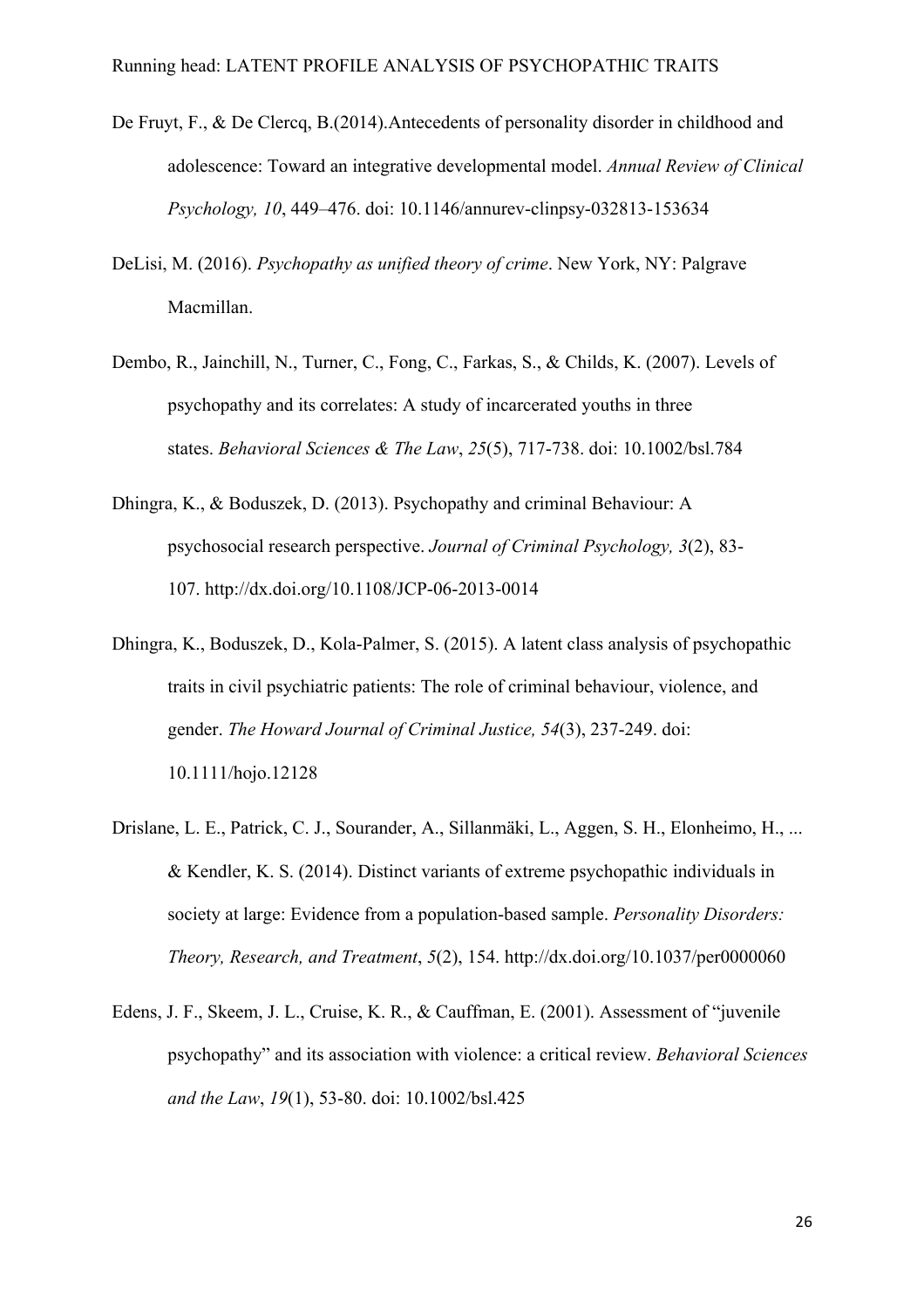De Fruyt, F., & De Clercq, B.(2014).Antecedents of personality disorder in childhood and adolescence: Toward an integrative developmental model. *Annual Review of Clinical Psychology, 10*, 449–476. doi: 10.1146/annurev-clinpsy-032813-153634

DeLisi, M. (2016). *Psychopathy as unified theory of crime*. New York, NY: Palgrave Macmillan.

Dembo, R., Jainchill, N., Turner, C., Fong, C., Farkas, S., & Childs, K. (2007). Levels of psychopathy and its correlates: A study of incarcerated youths in three states. *Behavioral Sciences & The Law*, *25*(5), 717-738. doi: 10.1002/bsl.784

Dhingra, K., & Boduszek, D. (2013). Psychopathy and criminal Behaviour: A psychosocial research perspective. *Journal of Criminal Psychology, 3*(2), 83-107. http://dx.doi.org/10.1108/JCP-06-2013-0014

Dhingra, K., Boduszek, D., Kola-Palmer, S. (2015). A latent class analysis of psychopathic traits in civil psychiatric patients: The role of criminal behaviour, violence, and gender. *The Howard Journal of Criminal Justice, 54*(3), 237-249. doi: 10.1111/hojo.12128

Drislane, L. E., Patrick, C. J., Sourander, A., Sillanmäki, L., Aggen, S. H., Elonheimo, H., ... & Kendler, K. S. (2014). Distinct variants of extreme psychopathic individuals in society at large: Evidence from a population-based sample. *Personality Disorders: Theory, Research, and Treatment*, *5*(2), 154. http://dx.doi.org/10.1037/per0000060

Edens, J. F., Skeem, J. L., Cruise, K. R., & Cauffman, E. (2001). Assessment of "juvenile psychopathy" and its association with violence: a critical review. *Behavioral Sciences and the Law*, *19*(1), 53-80. doi: 10.1002/bsl.425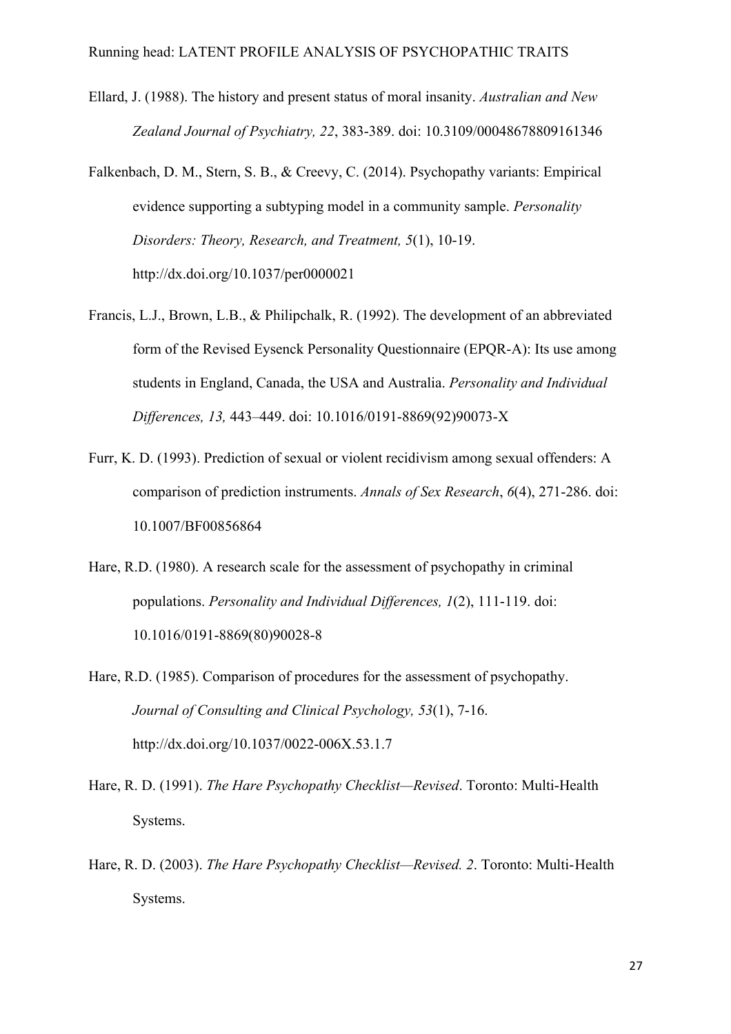Ellard, J. (1988). The history and present status of moral insanity. *Australian and New Zealand Journal of Psychiatry, 22*, 383-389. doi: 10.3109/00048678809161346

Falkenbach, D. M., Stern, S. B., & Creevy, C. (2014). Psychopathy variants: Empirical evidence supporting a subtyping model in a community sample. *Personality Disorders: Theory, Research, and Treatment, 5*(1), 10-19. http://dx.doi.org/10.1037/per0000021

Francis, L.J., Brown, L.B., & Philipchalk, R. (1992). The development of an abbreviated form of the Revised Eysenck Personality Questionnaire (EPQR-A): Its use among students in England, Canada, the USA and Australia. *Personality and Individual Differences, 13,* 443–449. doi: 10.1016/0191-8869(92)90073-X

Furr, K. D. (1993). Prediction of sexual or violent recidivism among sexual offenders: A comparison of prediction instruments. *Annals of Sex Research*, *6*(4), 271-286. doi: 10.1007/BF00856864

Hare, R.D. (1980). A research scale for the assessment of psychopathy in criminal populations. *Personality and Individual Differences, 1*(2), 111-119. doi: 10.1016/0191-8869(80)90028-8

Hare, R.D. (1985). Comparison of procedures for the assessment of psychopathy. *Journal of Consulting and Clinical Psychology, 53*(1), 7-16. http://dx.doi.org/10.1037/0022-006X.53.1.7

Hare, R. D. (1991). *The Hare Psychopathy Checklist—Revised*. Toronto: Multi-Health Systems.

Hare, R. D. (2003). *The Hare Psychopathy Checklist—Revised. 2*. Toronto: Multi-Health Systems.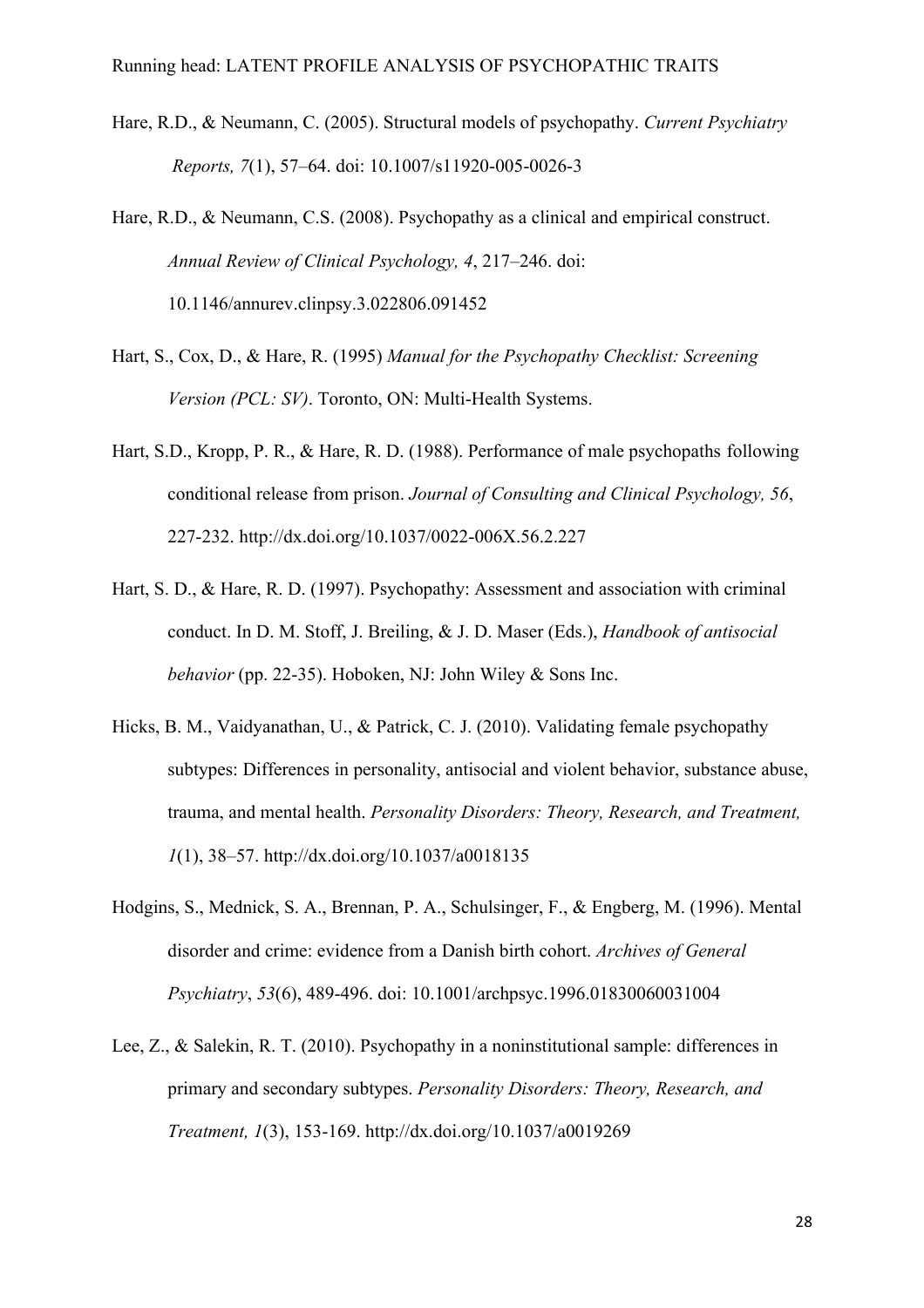Hare, R.D., & Neumann, C. (2005). Structural models of psychopathy. *Current Psychiatry Reports, 7*(1), 57–64. doi: 10.1007/s11920-005-0026-3

Hare, R.D., & Neumann, C.S. (2008). Psychopathy as a clinical and empirical construct. *Annual Review of Clinical Psychology, 4*, 217–246. doi: 10.1146/annurev.clinpsy.3.022806.091452

Hart, S., Cox, D., & Hare, R. (1995) *Manual for the Psychopathy Checklist: Screening Version (PCL: SV)*. Toronto, ON: Multi-Health Systems.

Hart, S.D., Kropp, P. R., & Hare, R. D. (1988). Performance of male psychopaths following conditional release from prison. *Journal of Consulting and Clinical Psychology, 56*, 227-232. http://dx.doi.org/10.1037/0022-006X.56.2.227

Hart, S. D., & Hare, R. D. (1997). Psychopathy: Assessment and association with criminal conduct. In D. M. Stoff, J. Breiling, & J. D. Maser (Eds.), *Handbook of antisocial behavior* (pp. 22-35). Hoboken, NJ: John Wiley & Sons Inc.

Hicks, B. M., Vaidyanathan, U., & Patrick, C. J. (2010). Validating female psychopathy subtypes: Differences in personality, antisocial and violent behavior, substance abuse, trauma, and mental health. *Personality Disorders: Theory, Research, and Treatment, 1*(1), 38–57. http://dx.doi.org/10.1037/a0018135

Hodgins, S., Mednick, S. A., Brennan, P. A., Schulsinger, F., & Engberg, M. (1996). Mental disorder and crime: evidence from a Danish birth cohort. *Archives of General Psychiatry*, *53*(6), 489-496. doi: 10.1001/archpsyc.1996.01830060031004

Lee, Z., & Salekin, R. T. (2010). Psychopathy in a noninstitutional sample: differences in primary and secondary subtypes. *Personality Disorders: Theory, Research, and Treatment, 1*(3), 153-169. http://dx.doi.org/10.1037/a0019269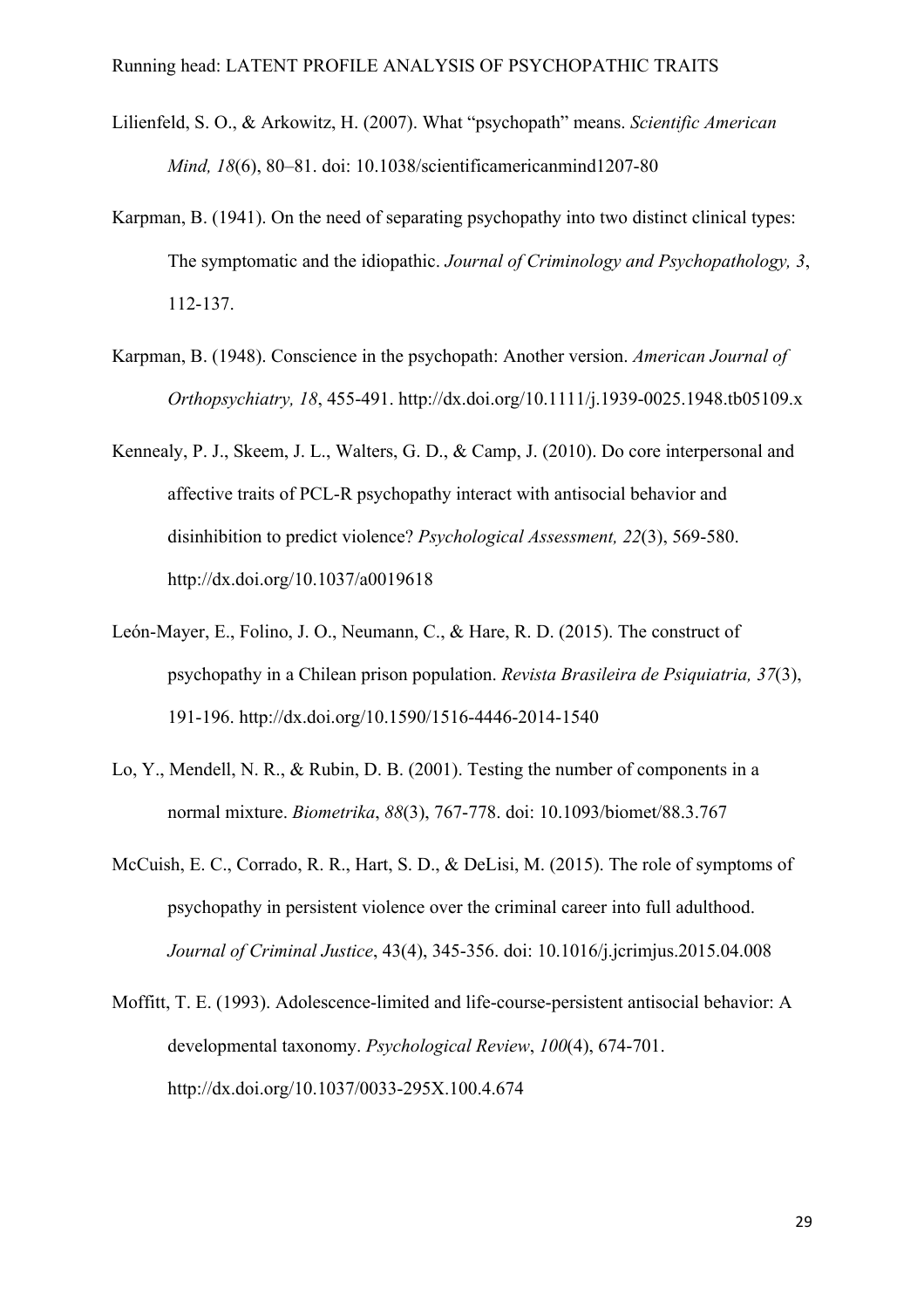Lilienfeld, S. O., & Arkowitz, H. (2007). What "psychopath" means. *Scientific American Mind, 18*(6), 80–81. doi: 10.1038/scientificamericanmind1207-80

Karpman, B. (1941). On the need of separating psychopathy into two distinct clinical types: The symptomatic and the idiopathic. *Journal of Criminology and Psychopathology, 3*, 112-137.

Karpman, B. (1948). Conscience in the psychopath: Another version. *American Journal of Orthopsychiatry, 18*, 455-491. http://dx.doi.org/10.1111/j.1939-0025.1948.tb05109.x

Kennealy, P. J., Skeem, J. L., Walters, G. D., & Camp, J. (2010). Do core interpersonal and affective traits of PCL-R psychopathy interact with antisocial behavior and disinhibition to predict violence? *Psychological Assessment, 22*(3), 569-580. http://dx.doi.org/10.1037/a0019618

León-Mayer, E., Folino, J. O., Neumann, C., & Hare, R. D. (2015). The construct of psychopathy in a Chilean prison population. *Revista Brasileira de Psiquiatria, 37*(3), 191-196. http://dx.doi.org/10.1590/1516-4446-2014-1540

Lo, Y., Mendell, N. R., & Rubin, D. B. (2001). Testing the number of components in a normal mixture. *Biometrika*, *88*(3), 767-778. doi: 10.1093/biomet/88.3.767

McCuish, E. C., Corrado, R. R., Hart, S. D., & DeLisi, M. (2015). The role of symptoms of psychopathy in persistent violence over the criminal career into full adulthood. *Journal of Criminal Justice*, 43(4), 345-356. doi: 10.1016/j.jcrimjus.2015.04.008

Moffitt, T. E. (1993). Adolescence-limited and life-course-persistent antisocial behavior: A developmental taxonomy. *Psychological Review*, *100*(4), 674-701. http://dx.doi.org/10.1037/0033-295X.100.4.674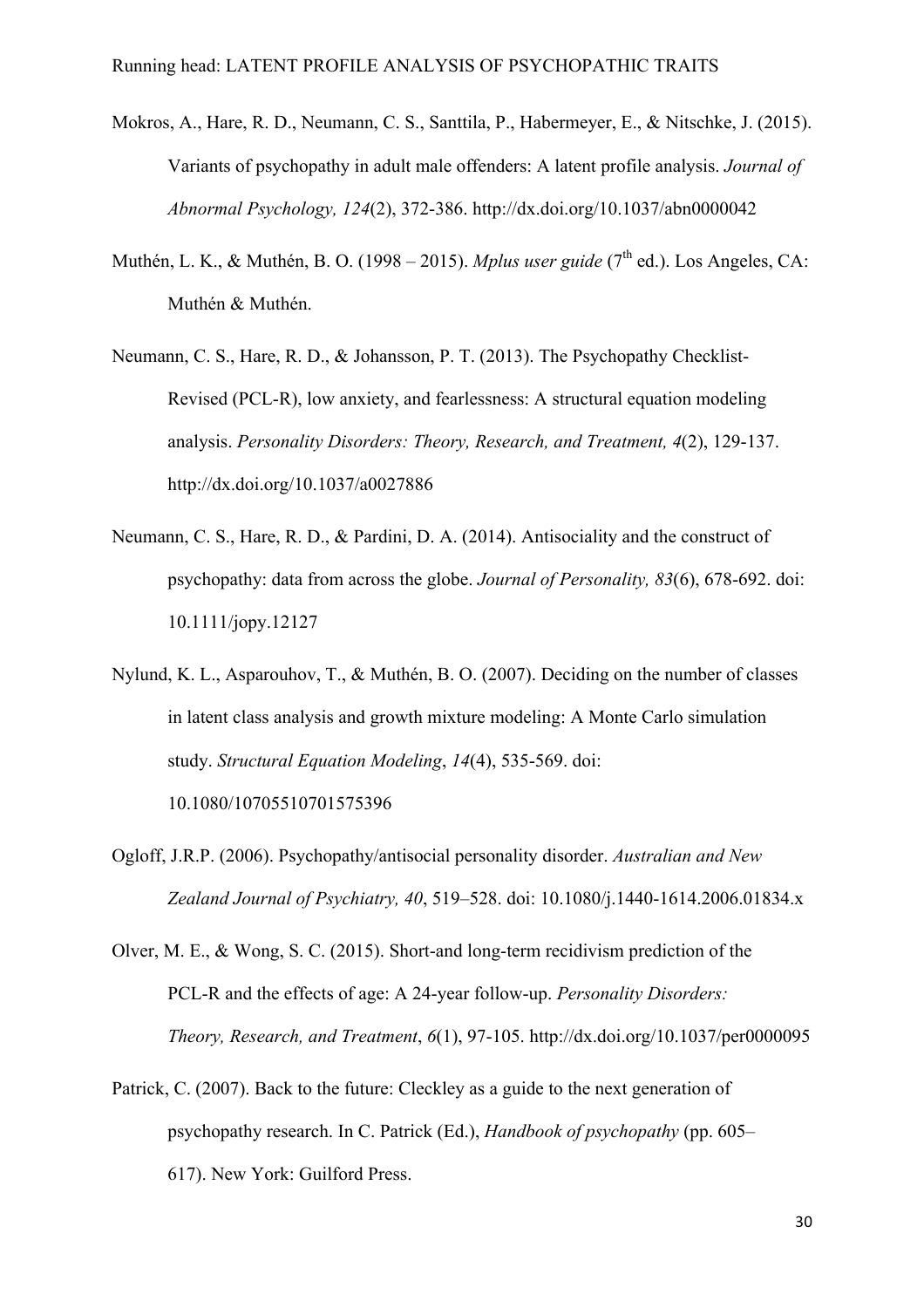Mokros, A., Hare, R. D., Neumann, C. S., Santtila, P., Habermeyer, E., & Nitschke, J. (2015). Variants of psychopathy in adult male offenders: A latent profile analysis. *Journal of Abnormal Psychology, 124*(2), 372-386. http://dx.doi.org/10.1037/abn0000042

Muthén, L. K., & Muthén, B. O. (1998 – 2015). *Mplus user guide* (7th ed.). Los Angeles, CA: Muthén & Muthén.

Neumann, C. S., Hare, R. D., & Johansson, P. T. (2013). The Psychopathy Checklist-Revised (PCL-R), low anxiety, and fearlessness: A structural equation modeling analysis. *Personality Disorders: Theory, Research, and Treatment, 4*(2), 129-137. http://dx.doi.org/10.1037/a0027886

Neumann, C. S., Hare, R. D., & Pardini, D. A. (2014). Antisociality and the construct of psychopathy: data from across the globe. *Journal of Personality, 83*(6), 678-692. doi: 10.1111/jopy.12127

Nylund, K. L., Asparouhov, T., & Muthén, B. O. (2007). Deciding on the number of classes in latent class analysis and growth mixture modeling: A Monte Carlo simulation study. *Structural Equation Modeling*, *14*(4), 535-569. doi: 10.1080/10705510701575396

Ogloff, J.R.P. (2006). Psychopathy/antisocial personality disorder. *Australian and New Zealand Journal of Psychiatry, 40*, 519–528. doi: 10.1080/j.1440-1614.2006.01834.x

Olver, M. E., & Wong, S. C. (2015). Short-and long-term recidivism prediction of the PCL-R and the effects of age: A 24-year follow-up. *Personality Disorders: Theory, Research, and Treatment*, *6*(1), 97-105. http://dx.doi.org/10.1037/per0000095

Patrick, C. (2007). Back to the future: Cleckley as a guide to the next generation of psychopathy research. In C. Patrick (Ed.), *Handbook of psychopathy* (pp. 605–617). New York: Guilford Press.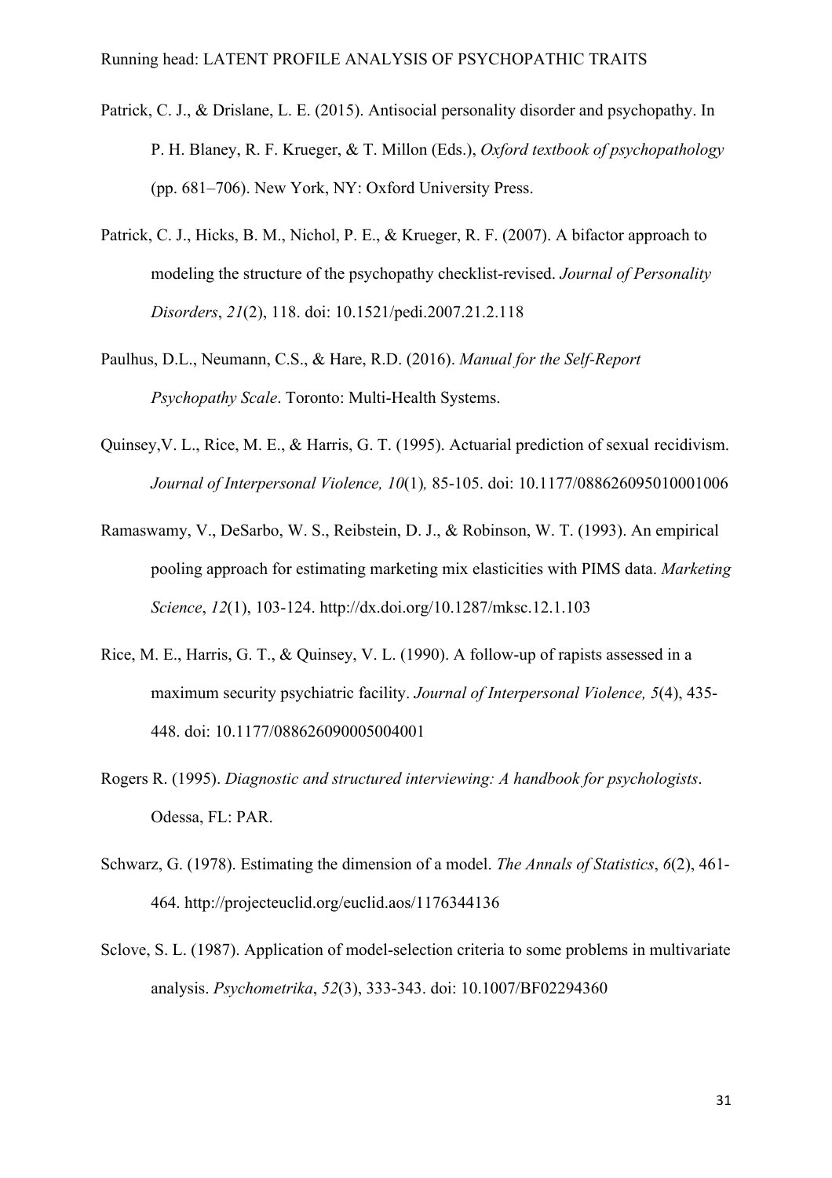Patrick, C. J., & Drislane, L. E. (2015). Antisocial personality disorder and psychopathy. In P. H. Blaney, R. F. Krueger, & T. Millon (Eds.), *Oxford textbook of psychopathology* (pp. 681–706). New York, NY: Oxford University Press.

Patrick, C. J., Hicks, B. M., Nichol, P. E., & Krueger, R. F. (2007). A bifactor approach to modeling the structure of the psychopathy checklist-revised. *Journal of Personality Disorders*, *21*(2), 118. doi: 10.1521/pedi.2007.21.2.118

Paulhus, D.L., Neumann, C.S., & Hare, R.D. (2016). *Manual for the Self-Report Psychopathy Scale*. Toronto: Multi-Health Systems.

Quinsey,V. L., Rice, M. E., & Harris, G. T. (1995). Actuarial prediction of sexual recidivism. *Journal of Interpersonal Violence, 10*(1)*,* 85-105. doi: 10.1177/088626095010001006

Ramaswamy, V., DeSarbo, W. S., Reibstein, D. J., & Robinson, W. T. (1993). An empirical pooling approach for estimating marketing mix elasticities with PIMS data. *Marketing Science*, *12*(1), 103-124. http://dx.doi.org/10.1287/mksc.12.1.103

Rice, M. E., Harris, G. T., & Quinsey, V. L. (1990). A follow-up of rapists assessed in a maximum security psychiatric facility. *Journal of Interpersonal Violence, 5*(4), 435-448. doi: 10.1177/088626090005004001

Rogers R. (1995). *Diagnostic and structured interviewing: A handbook for psychologists*. Odessa, FL: PAR.

Schwarz, G. (1978). Estimating the dimension of a model. *The Annals of Statistics*, *6*(2), 461-464. http://projecteuclid.org/euclid.aos/1176344136

Sclove, S. L. (1987). Application of model-selection criteria to some problems in multivariate analysis. *Psychometrika*, *52*(3), 333-343. doi: 10.1007/BF02294360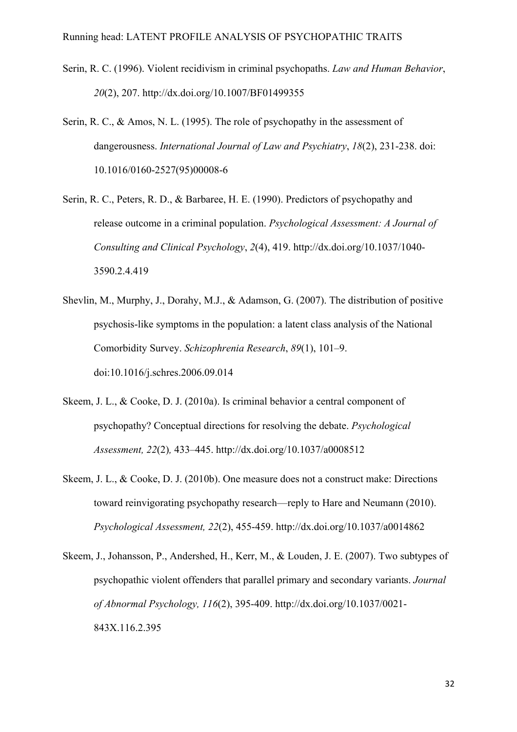Serin, R. C. (1996). Violent recidivism in criminal psychopaths. *Law and Human Behavior*, *20*(2), 207. http://dx.doi.org/10.1007/BF01499355

Serin, R. C., & Amos, N. L. (1995). The role of psychopathy in the assessment of dangerousness. *International Journal of Law and Psychiatry*, *18*(2), 231-238. doi: 10.1016/0160-2527(95)00008-6

Serin, R. C., Peters, R. D., & Barbaree, H. E. (1990). Predictors of psychopathy and release outcome in a criminal population. *Psychological Assessment: A Journal of Consulting and Clinical Psychology*, *2*(4), 419. http://dx.doi.org/10.1037/1040-3590.2.4.419

Shevlin, M., Murphy, J., Dorahy, M.J., & Adamson, G. (2007). The distribution of positive psychosis-like symptoms in the population: a latent class analysis of the National Comorbidity Survey. *Schizophrenia Research*, *89*(1), 101–9. doi:10.1016/j.schres.2006.09.014

Skeem, J. L., & Cooke, D. J. (2010a). Is criminal behavior a central component of psychopathy? Conceptual directions for resolving the debate. *Psychological Assessment, 22*(2)*,* 433–445. http://dx.doi.org/10.1037/a0008512

Skeem, J. L., & Cooke, D. J. (2010b). One measure does not a construct make: Directions toward reinvigorating psychopathy research—reply to Hare and Neumann (2010). *Psychological Assessment, 22*(2), 455-459. http://dx.doi.org/10.1037/a0014862

Skeem, J., Johansson, P., Andershed, H., Kerr, M., & Louden, J. E. (2007). Two subtypes of psychopathic violent offenders that parallel primary and secondary variants. *Journal of Abnormal Psychology, 116*(2), 395-409. http://dx.doi.org/10.1037/0021-843X.116.2.395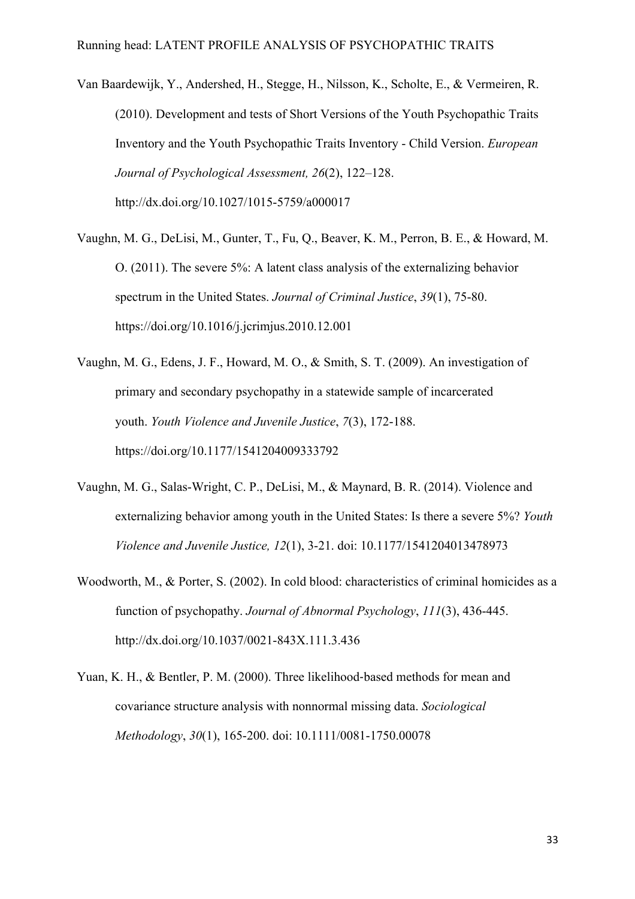Van Baardewijk, Y., Andershed, H., Stegge, H., Nilsson, K., Scholte, E., & Vermeiren, R. (2010). Development and tests of Short Versions of the Youth Psychopathic Traits Inventory and the Youth Psychopathic Traits Inventory - Child Version. *European Journal of Psychological Assessment, 26*(2), 122–128. http://dx.doi.org/10.1027/1015-5759/a000017

Vaughn, M. G., DeLisi, M., Gunter, T., Fu, Q., Beaver, K. M., Perron, B. E., & Howard, M. O. (2011). The severe 5%: A latent class analysis of the externalizing behavior spectrum in the United States. *Journal of Criminal Justice*, *39*(1), 75-80. https://doi.org/10.1016/j.jcrimjus.2010.12.001

Vaughn, M. G., Edens, J. F., Howard, M. O., & Smith, S. T. (2009). An investigation of primary and secondary psychopathy in a statewide sample of incarcerated youth. *Youth Violence and Juvenile Justice*, *7*(3), 172-188. https://doi.org/10.1177/1541204009333792

Vaughn, M. G., Salas-Wright, C. P., DeLisi, M., & Maynard, B. R. (2014). Violence and externalizing behavior among youth in the United States: Is there a severe 5%? *Youth Violence and Juvenile Justice, 12*(1), 3-21. doi: 10.1177/1541204013478973

Woodworth, M., & Porter, S. (2002). In cold blood: characteristics of criminal homicides as a function of psychopathy. *Journal of Abnormal Psychology*, *111*(3), 436-445. http://dx.doi.org/10.1037/0021-843X.111.3.436

Yuan, K. H., & Bentler, P. M. (2000). Three likelihood-based methods for mean and covariance structure analysis with nonnormal missing data. *Sociological Methodology*, *30*(1), 165-200. doi: 10.1111/0081-1750.00078